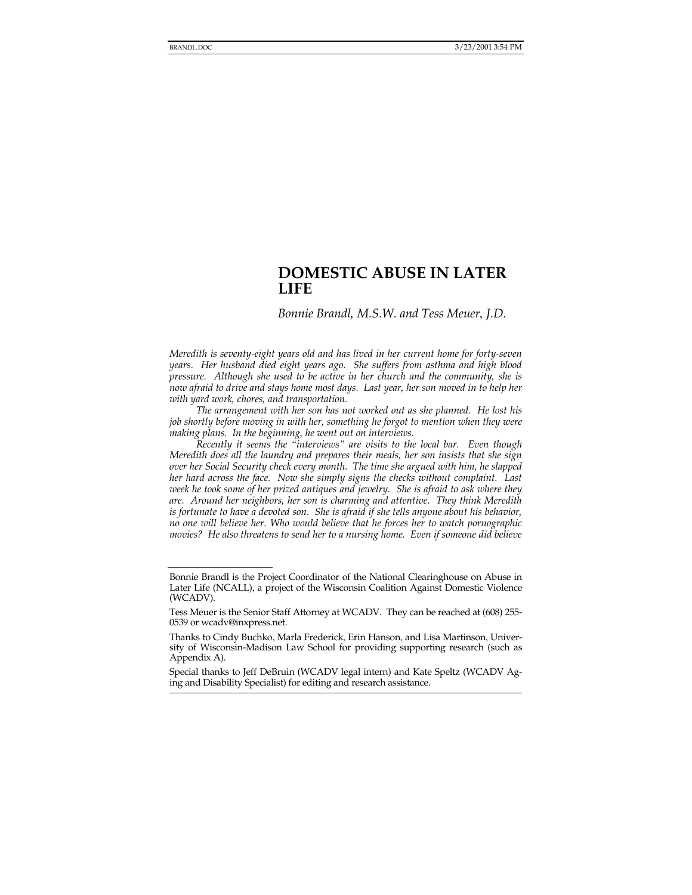# DOMESTIC ABUSE IN LATER LIFE

*Bonnie Brandl, M.S.W. and Tess Meuer, J.D.*

*Meredith is seventy-eight years old and has lived in her current home for forty-seven years. Her husband died eight years ago. She suffers from asthma and high blood pressure. Although she used to be active in her church and the community, she is now afraid to drive and stays home most days. Last year, her son moved in to help her with yard work, chores, and transportation.*

*The arrangement with her son has not worked out as she planned. He lost his job shortly before moving in with her, something he forgot to mention when they were making plans. In the beginning, he went out on interviews.*

*Recently it seems the "interviews" are visits to the local bar. Even though Meredith does all the laundry and prepares their meals, her son insists that she sign over her Social Security check every month. The time she argued with him, he slapped her hard across the face. Now she simply signs the checks without complaint. Last week he took some of her prized antiques and jewelry. She is afraid to ask where they are. Around her neighbors, her son is charming and attentive. They think Meredith is fortunate to have a devoted son. She is afraid if she tells anyone about his behavior, no one will believe her. Who would believe that he forces her to watch pornographic movies? He also threatens to send her to a nursing home. Even if someone did believe*

---

Bonnie Brandl is the Project Coordinator of the National Clearinghouse on Abuse in Later Life (NCALL), a project of the Wisconsin Coalition Against Domestic Violence (WCADV).

Tess Meuer is the Senior Staff Attorney at WCADV. They can be reached at (608) 255-0539 or wcadv@inxpress.net.

Thanks to Cindy Buchko, Marla Frederick, Erin Hanson, and Lisa Martinson, University of Wisconsin-Madison Law School for providing supporting research (such as Appendix A).

Special thanks to Jeff DeBruin (WCADV legal intern) and Kate Speltz (WCADV Aging and Disability Specialist) for editing and research assistance.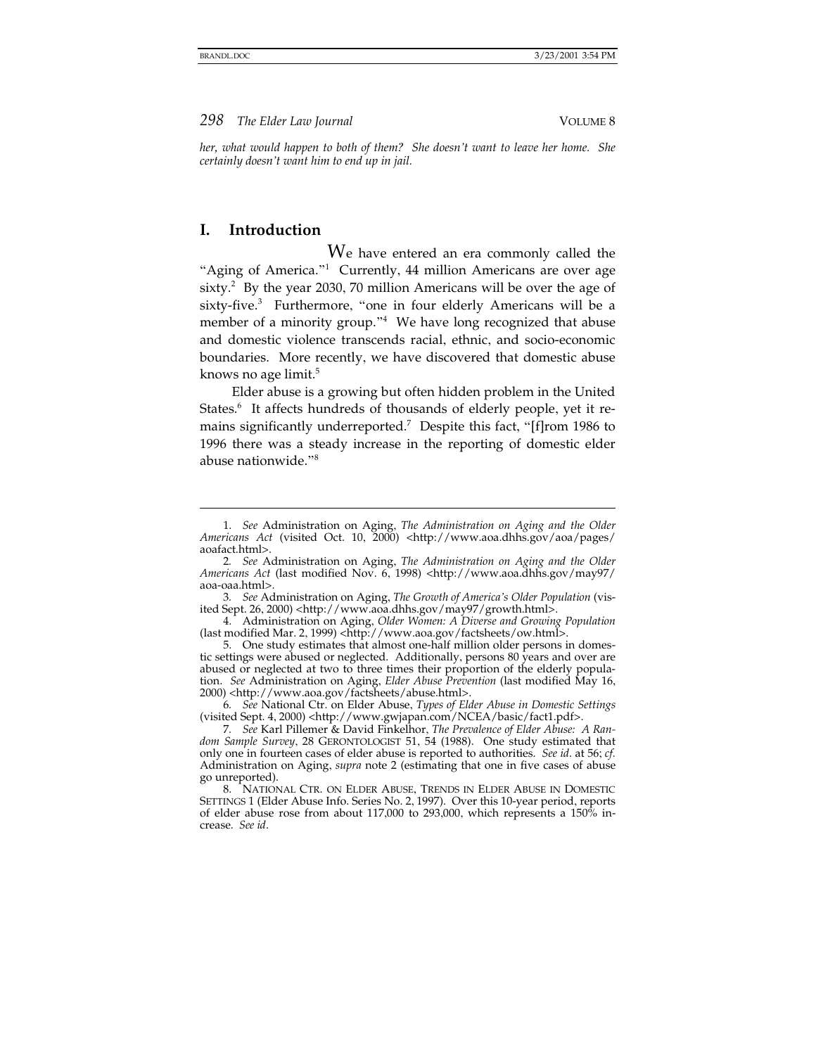*her, what would happen to both of them? She doesn't want to leave her home. She certainly doesn't want him to end up in jail.*

## I. Introduction

We have entered an era commonly called the "Aging of America."[1] Currently, 44 million Americans are over age sixty.[2] By the year 2030, 70 million Americans will be over the age of sixty-five.[3] Furthermore, "one in four elderly Americans will be a member of a minority group."[4] We have long recognized that abuse and domestic violence transcends racial, ethnic, and socio-economic boundaries. More recently, we have discovered that domestic abuse knows no age limit.[5]

Elder abuse is a growing but often hidden problem in the United States.[6] It affects hundreds of thousands of elderly people, yet it remains significantly underreported.[7] Despite this fact, "[f]rom 1986 to 1996 there was a steady increase in the reporting of domestic elder abuse nationwide."[8]

---

1. *See* Administration on Aging, *The Administration on Aging and the Older Americans Act* (visited Oct. 10, 2000) <http://www.aoa.dhhs.gov/aoa/pages/aoafact.html>.

2. *See* Administration on Aging, *The Administration on Aging and the Older Americans Act* (last modified Nov. 6, 1998) <http://www.aoa.dhhs.gov/may97/aoa-oaa.html>.

3. *See* Administration on Aging, *The Growth of America's Older Population* (visited Sept. 26, 2000) <http://www.aoa.dhhs.gov/may97/growth.html>.

4. Administration on Aging, *Older Women: A Diverse and Growing Population* (last modified Mar. 2, 1999) <http://www.aoa.gov/factsheets/ow.html>.

5. One study estimates that almost one-half million older persons in domestic settings were abused or neglected. Additionally, persons 80 years and over are abused or neglected at two to three times their proportion of the elderly population. *See* Administration on Aging, *Elder Abuse Prevention* (last modified May 16, 2000) <http://www.aoa.gov/factsheets/abuse.html>.

6. *See* National Ctr. on Elder Abuse, *Types of Elder Abuse in Domestic Settings* (visited Sept. 4, 2000) <http://www.gwjapan.com/NCEA/basic/fact1.pdf>.

7. *See* Karl Pillemer & David Finkelhor, *The Prevalence of Elder Abuse: A Random Sample Survey*, 28 GERONTOLOGIST 51, 54 (1988). One study estimated that only one in fourteen cases of elder abuse is reported to authorities. *See id.* at 56; *cf.* Administration on Aging, *supra* note 2 (estimating that one in five cases of abuse go unreported).

8. NATIONAL CTR. ON ELDER ABUSE, TRENDS IN ELDER ABUSE IN DOMESTIC SETTINGS 1 (Elder Abuse Info. Series No. 2, 1997). Over this 10-year period, reports of elder abuse rose from about 117,000 to 293,000, which represents a 150% increase. *See id.*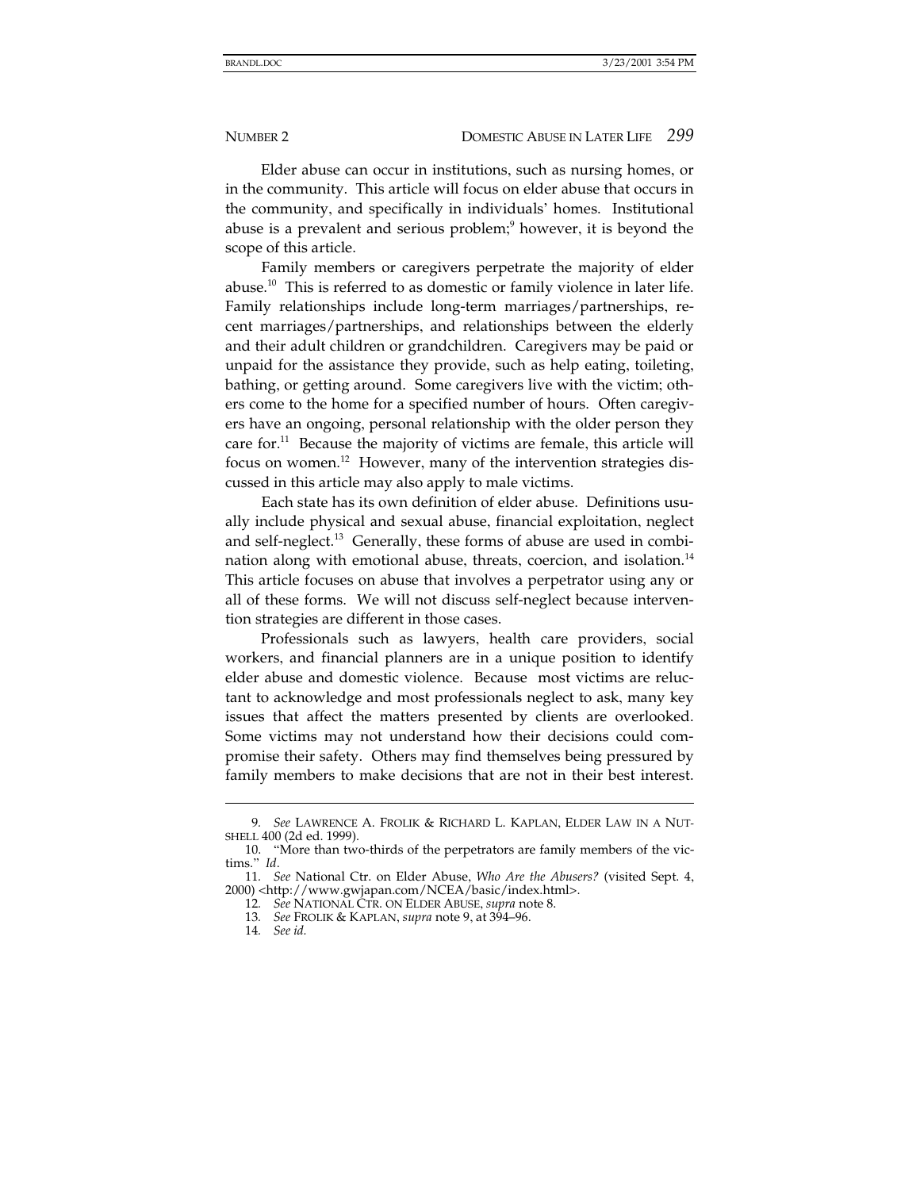Elder abuse can occur in institutions, such as nursing homes, or in the community. This article will focus on elder abuse that occurs in the community, and specifically in individuals' homes. Institutional abuse is a prevalent and serious problem;[9] however, it is beyond the scope of this article.

Family members or caregivers perpetrate the majority of elder abuse.[10] This is referred to as domestic or family violence in later life. Family relationships include long-term marriages/partnerships, recent marriages/partnerships, and relationships between the elderly and their adult children or grandchildren. Caregivers may be paid or unpaid for the assistance they provide, such as help eating, toileting, bathing, or getting around. Some caregivers live with the victim; others come to the home for a specified number of hours. Often caregivers have an ongoing, personal relationship with the older person they care for.[11] Because the majority of victims are female, this article will focus on women.[12] However, many of the intervention strategies discussed in this article may also apply to male victims.

Each state has its own definition of elder abuse. Definitions usually include physical and sexual abuse, financial exploitation, neglect and self-neglect.[13] Generally, these forms of abuse are used in combination along with emotional abuse, threats, coercion, and isolation.[14] This article focuses on abuse that involves a perpetrator using any or all of these forms. We will not discuss self-neglect because intervention strategies are different in those cases.

Professionals such as lawyers, health care providers, social workers, and financial planners are in a unique position to identify elder abuse and domestic violence. Because most victims are reluctant to acknowledge and most professionals neglect to ask, many key issues that affect the matters presented by clients are overlooked. Some victims may not understand how their decisions could compromise their safety. Others may find themselves being pressured by family members to make decisions that are not in their best interest.

---

9. *See* LAWRENCE A. FROLIK & RICHARD L. KAPLAN, ELDER LAW IN A NUTSHELL 400 (2d ed. 1999).

10. "More than two-thirds of the perpetrators are family members of the victims." *Id*.

11. *See* National Ctr. on Elder Abuse, *Who Are the Abusers?* (visited Sept. 4, 2000) <http://www.gwjapan.com/NCEA/basic/index.html>.

12. *See* NATIONAL CTR. ON ELDER ABUSE, *supra* note 8.

13. *See* FROLIK & KAPLAN, *supra* note 9, at 394–96.

14. *See id.*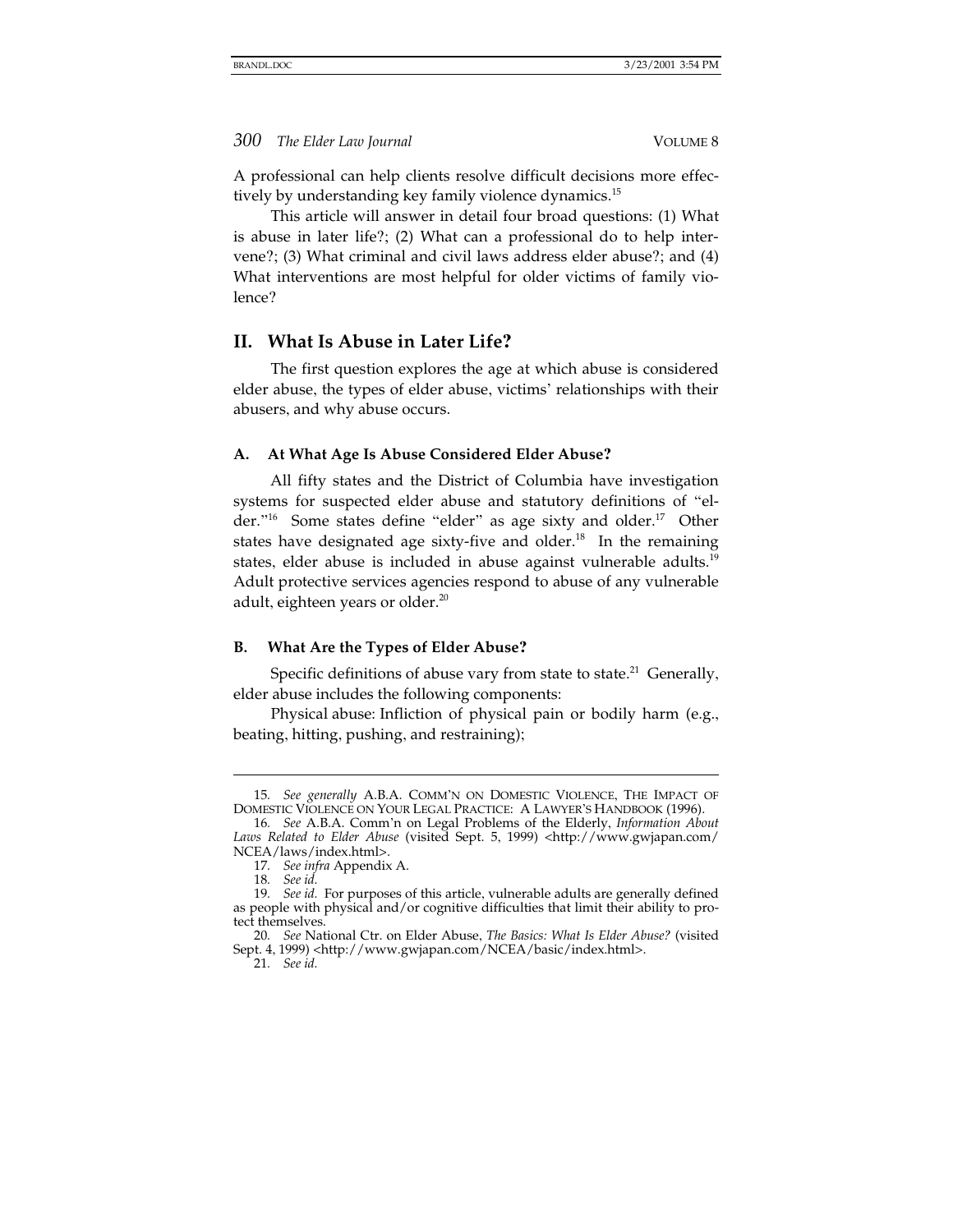A professional can help clients resolve difficult decisions more effectively by understanding key family violence dynamics.[15]

This article will answer in detail four broad questions: (1) What is abuse in later life?; (2) What can a professional do to help intervene?; (3) What criminal and civil laws address elder abuse?; and (4) What interventions are most helpful for older victims of family violence?

## II. What Is Abuse in Later Life?

The first question explores the age at which abuse is considered elder abuse, the types of elder abuse, victims' relationships with their abusers, and why abuse occurs.

### A. At What Age Is Abuse Considered Elder Abuse?

All fifty states and the District of Columbia have investigation systems for suspected elder abuse and statutory definitions of "elder."[16] Some states define "elder" as age sixty and older.[17] Other states have designated age sixty-five and older.[18] In the remaining states, elder abuse is included in abuse against vulnerable adults.[19] Adult protective services agencies respond to abuse of any vulnerable adult, eighteen years or older.[20]

### B. What Are the Types of Elder Abuse?

Specific definitions of abuse vary from state to state.[21] Generally, elder abuse includes the following components:

Physical abuse: Infliction of physical pain or bodily harm (e.g., beating, hitting, pushing, and restraining);

---

15. *See generally* A.B.A. COMM'N ON DOMESTIC VIOLENCE, THE IMPACT OF DOMESTIC VIOLENCE ON YOUR LEGAL PRACTICE: A LAWYER'S HANDBOOK (1996).

16. *See* A.B.A. Comm'n on Legal Problems of the Elderly, *Information About Laws Related to Elder Abuse* (visited Sept. 5, 1999) <http://www.gwjapan.com/NCEA/laws/index.html>.

17. *See infra* Appendix A.

18. *See id.*

19. *See id.* For purposes of this article, vulnerable adults are generally defined as people with physical and/or cognitive difficulties that limit their ability to protect themselves.

20. *See* National Ctr. on Elder Abuse, *The Basics: What Is Elder Abuse?* (visited Sept. 4, 1999) <http://www.gwjapan.com/NCEA/basic/index.html>.

21. *See id.*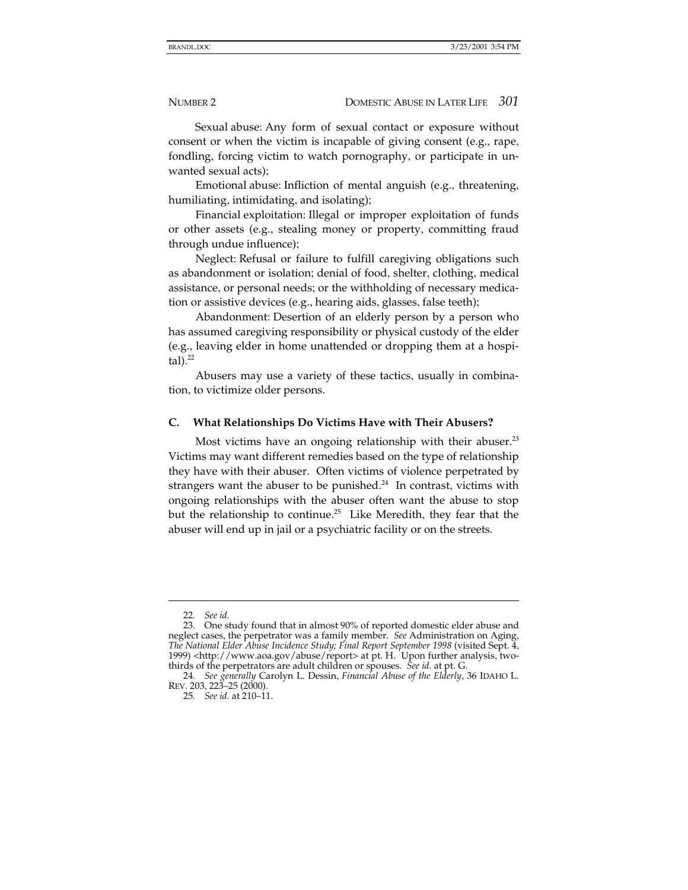Sexual abuse: Any form of sexual contact or exposure without consent or when the victim is incapable of giving consent (e.g., rape, fondling, forcing victim to watch pornography, or participate in unwanted sexual acts);

Emotional abuse: Infliction of mental anguish (e.g., threatening, humiliating, intimidating, and isolating);

Financial exploitation: Illegal or improper exploitation of funds or other assets (e.g., stealing money or property, committing fraud through undue influence);

Neglect: Refusal or failure to fulfill caregiving obligations such as abandonment or isolation; denial of food, shelter, clothing, medical assistance, or personal needs; or the withholding of necessary medication or assistive devices (e.g., hearing aids, glasses, false teeth);

Abandonment: Desertion of an elderly person by a person who has assumed caregiving responsibility or physical custody of the elder (e.g., leaving elder in home unattended or dropping them at a hospital).[22]

Abusers may use a variety of these tactics, usually in combination, to victimize older persons.

### C. What Relationships Do Victims Have with Their Abusers?

Most victims have an ongoing relationship with their abuser.[23] Victims may want different remedies based on the type of relationship they have with their abuser. Often victims of violence perpetrated by strangers want the abuser to be punished.[24] In contrast, victims with ongoing relationships with the abuser often want the abuse to stop but the relationship to continue.[25] Like Meredith, they fear that the abuser will end up in jail or a psychiatric facility or on the streets.

---

22. *See id.*

23. One study found that in almost 90% of reported domestic elder abuse and neglect cases, the perpetrator was a family member. *See* Administration on Aging, *The National Elder Abuse Incidence Study; Final Report September 1998* (visited Sept. 4, 1999) <http://www.aoa.gov/abuse/report> at pt. H. Upon further analysis, two-thirds of the perpetrators are adult children or spouses. *See id.* at pt. G.

24. *See generally* Carolyn L. Dessin, *Financial Abuse of the Elderly*, 36 IDAHO L. REV. 203, 223–25 (2000).

25. *See id.* at 210–11.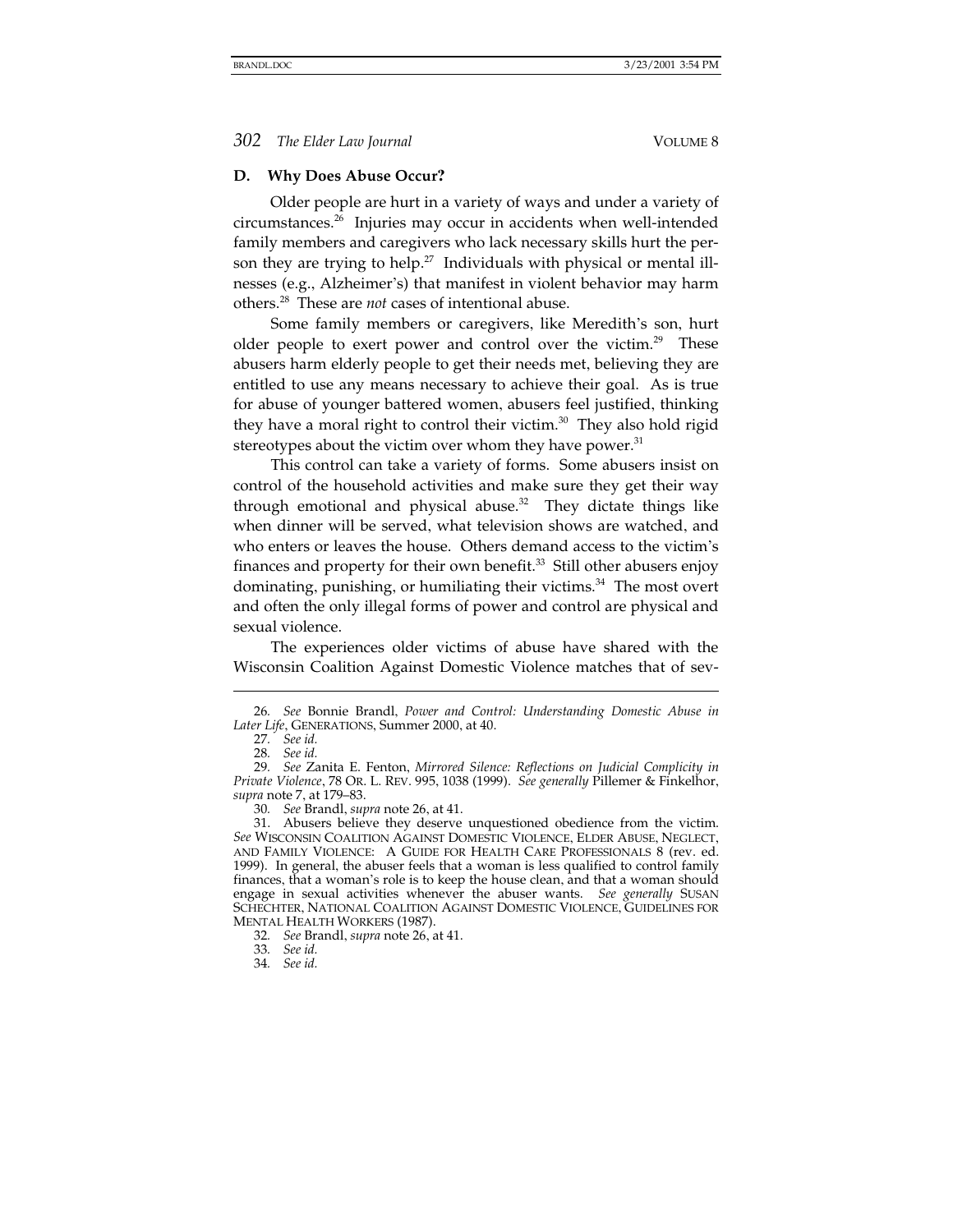### D. Why Does Abuse Occur?

Older people are hurt in a variety of ways and under a variety of circumstances.[26] Injuries may occur in accidents when well-intended family members and caregivers who lack necessary skills hurt the person they are trying to help.[27] Individuals with physical or mental illnesses (e.g., Alzheimer's) that manifest in violent behavior may harm others.[28] These are *not* cases of intentional abuse.

Some family members or caregivers, like Meredith's son, hurt older people to exert power and control over the victim.[29] These abusers harm elderly people to get their needs met, believing they are entitled to use any means necessary to achieve their goal. As is true for abuse of younger battered women, abusers feel justified, thinking they have a moral right to control their victim.[30] They also hold rigid stereotypes about the victim over whom they have power.[31]

This control can take a variety of forms. Some abusers insist on control of the household activities and make sure they get their way through emotional and physical abuse.[32] They dictate things like when dinner will be served, what television shows are watched, and who enters or leaves the house. Others demand access to the victim's finances and property for their own benefit.[33] Still other abusers enjoy dominating, punishing, or humiliating their victims.[34] The most overt and often the only illegal forms of power and control are physical and sexual violence.

The experiences older victims of abuse have shared with the Wisconsin Coalition Against Domestic Violence matches that of sev-

---

26. *See* Bonnie Brandl, *Power and Control: Understanding Domestic Abuse in Later Life*, GENERATIONS, Summer 2000, at 40.

27. *See id.*

28. *See id.*

29. *See* Zanita E. Fenton, *Mirrored Silence: Reflections on Judicial Complicity in Private Violence*, 78 OR. L. REV. 995, 1038 (1999). *See generally* Pillemer & Finkelhor, *supra* note 7, at 179–83.

30. *See* Brandl, *supra* note 26, at 41.

31. Abusers believe they deserve unquestioned obedience from the victim. *See* WISCONSIN COALITION AGAINST DOMESTIC VIOLENCE, ELDER ABUSE, NEGLECT, AND FAMILY VIOLENCE: A GUIDE FOR HEALTH CARE PROFESSIONALS 8 (rev. ed. 1999). In general, the abuser feels that a woman is less qualified to control family finances, that a woman's role is to keep the house clean, and that a woman should engage in sexual activities whenever the abuser wants. *See generally* SUSAN SCHECHTER, NATIONAL COALITION AGAINST DOMESTIC VIOLENCE, GUIDELINES FOR MENTAL HEALTH WORKERS (1987).

32. *See* Brandl, *supra* note 26, at 41.

33. *See id.*

34. *See id.*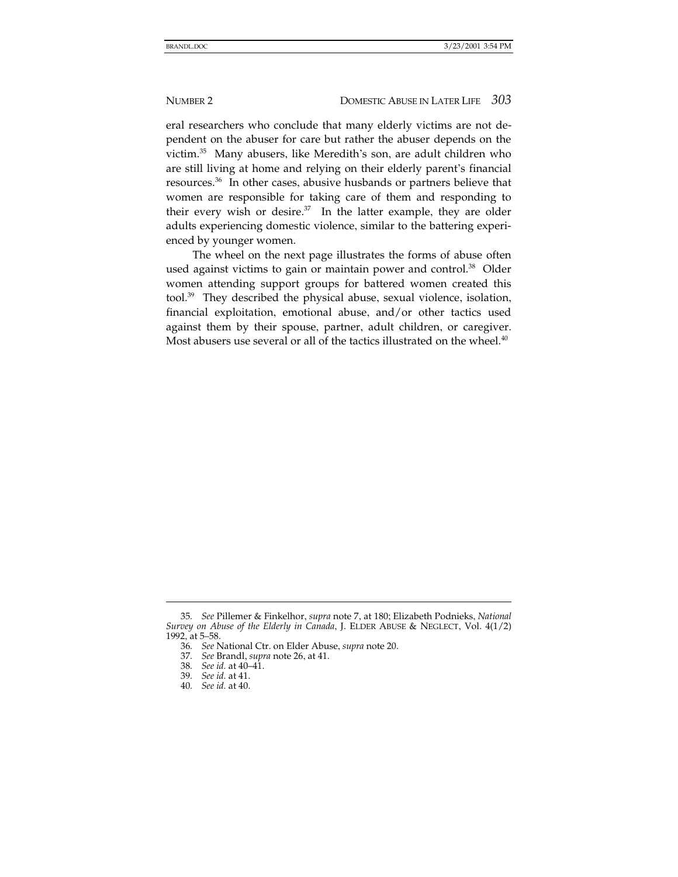eral researchers who conclude that many elderly victims are not dependent on the abuser for care but rather the abuser depends on the victim.[35] Many abusers, like Meredith's son, are adult children who are still living at home and relying on their elderly parent's financial resources.[36] In other cases, abusive husbands or partners believe that women are responsible for taking care of them and responding to their every wish or desire.[37] In the latter example, they are older adults experiencing domestic violence, similar to the battering experienced by younger women.

The wheel on the next page illustrates the forms of abuse often used against victims to gain or maintain power and control.[38] Older women attending support groups for battered women created this tool.[39] They described the physical abuse, sexual violence, isolation, financial exploitation, emotional abuse, and/or other tactics used against them by their spouse, partner, adult children, or caregiver. Most abusers use several or all of the tactics illustrated on the wheel.[40]

---

35. *See* Pillemer & Finkelhor, *supra* note 7, at 180; Elizabeth Podnieks, *National Survey on Abuse of the Elderly in Canada*, J. ELDER ABUSE & NEGLECT, Vol. 4(1/2) 1992, at 5–58.

36. *See* National Ctr. on Elder Abuse, *supra* note 20.

37. *See* Brandl, *supra* note 26, at 41.

38. *See id.* at 40–41.

39. *See id.* at 41.

40. *See id.* at 40.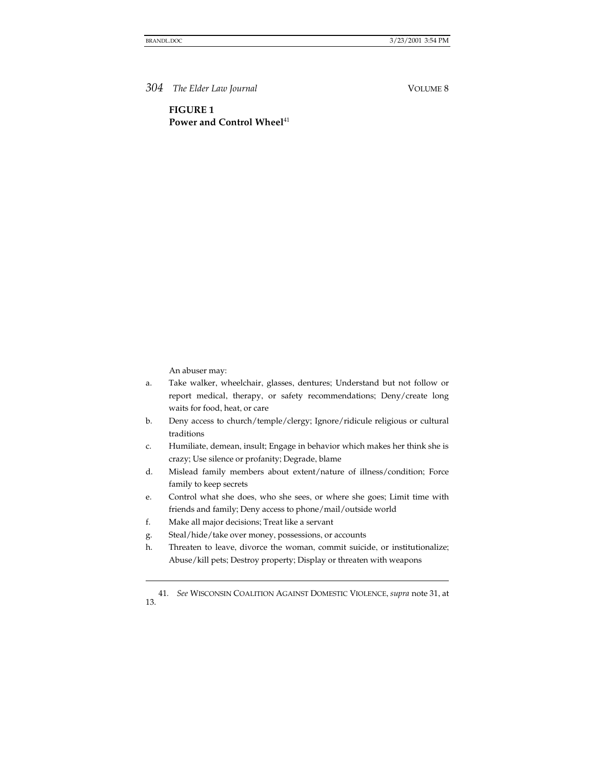**FIGURE 1**
**Power and Control Wheel**[41]

An abuser may:

a. Take walker, wheelchair, glasses, dentures; Understand but not follow or report medical, therapy, or safety recommendations; Deny/create long waits for food, heat, or care
b. Deny access to church/temple/clergy; Ignore/ridicule religious or cultural traditions
c. Humiliate, demean, insult; Engage in behavior which makes her think she is crazy; Use silence or profanity; Degrade, blame
d. Mislead family members about extent/nature of illness/condition; Force family to keep secrets
e. Control what she does, who she sees, or where she goes; Limit time with friends and family; Deny access to phone/mail/outside world
f. Make all major decisions; Treat like a servant
g. Steal/hide/take over money, possessions, or accounts
h. Threaten to leave, divorce the woman, commit suicide, or institutionalize; Abuse/kill pets; Destroy property; Display or threaten with weapons

---

41. *See* WISCONSIN COALITION AGAINST DOMESTIC VIOLENCE, *supra* note 31, at 13.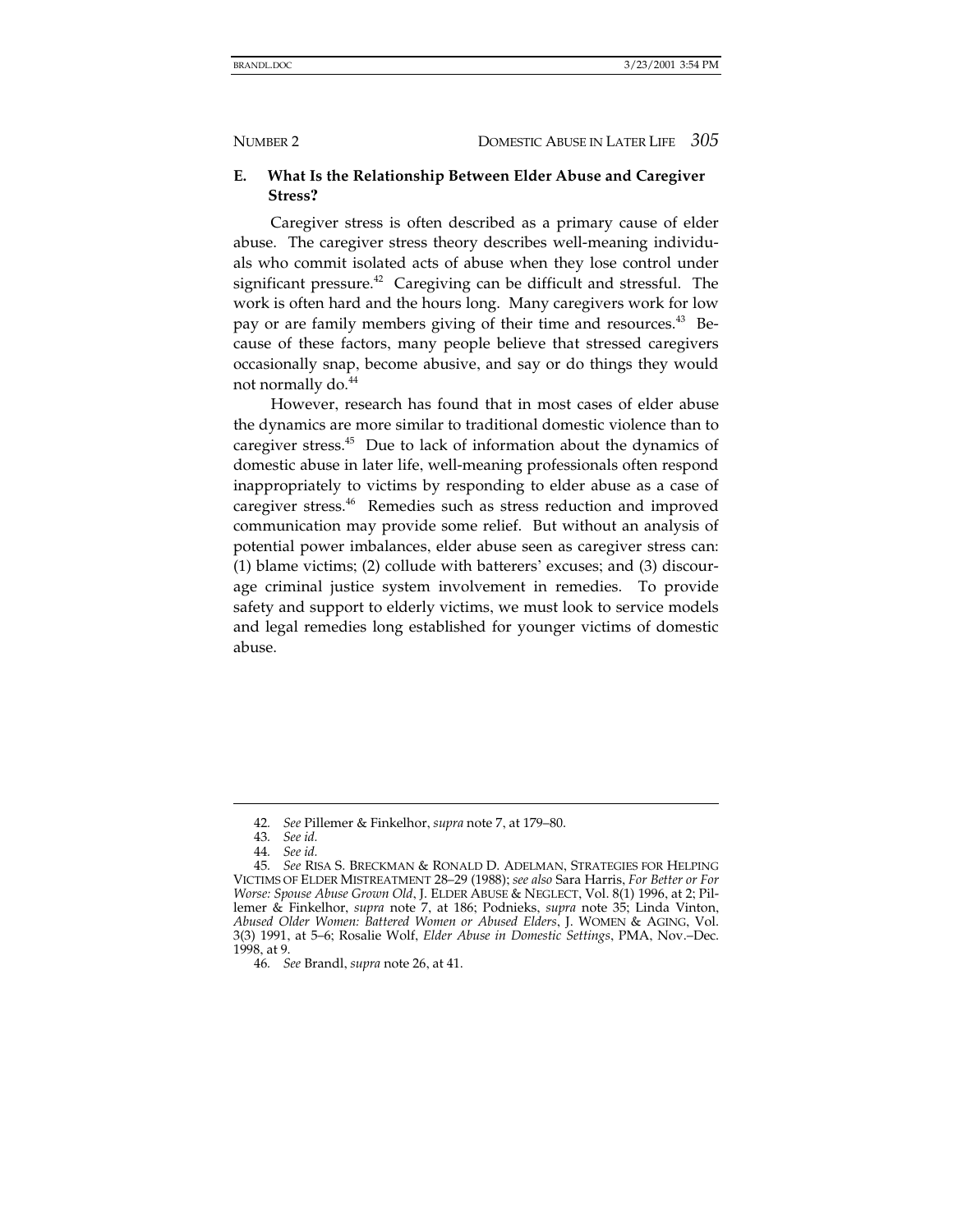### E. What Is the Relationship Between Elder Abuse and Caregiver Stress?

Caregiver stress is often described as a primary cause of elder abuse. The caregiver stress theory describes well-meaning individuals who commit isolated acts of abuse when they lose control under significant pressure.[42] Caregiving can be difficult and stressful. The work is often hard and the hours long. Many caregivers work for low pay or are family members giving of their time and resources.[43] Because of these factors, many people believe that stressed caregivers occasionally snap, become abusive, and say or do things they would not normally do.[44]

However, research has found that in most cases of elder abuse the dynamics are more similar to traditional domestic violence than to caregiver stress.[45] Due to lack of information about the dynamics of domestic abuse in later life, well-meaning professionals often respond inappropriately to victims by responding to elder abuse as a case of caregiver stress.[46] Remedies such as stress reduction and improved communication may provide some relief. But without an analysis of potential power imbalances, elder abuse seen as caregiver stress can: (1) blame victims; (2) collude with batterers' excuses; and (3) discourage criminal justice system involvement in remedies. To provide safety and support to elderly victims, we must look to service models and legal remedies long established for younger victims of domestic abuse.

---

42. *See* Pillemer & Finkelhor, *supra* note 7, at 179–80.

43. *See id.*

44. *See id.*

45. *See* RISA S. BRECKMAN & RONALD D. ADELMAN, STRATEGIES FOR HELPING VICTIMS OF ELDER MISTREATMENT 28–29 (1988); *see also* Sara Harris, *For Better or For Worse: Spouse Abuse Grown Old*, J. ELDER ABUSE & NEGLECT, Vol. 8(1) 1996, at 2; Pillemer & Finkelhor, *supra* note 7, at 186; Podnieks, *supra* note 35; Linda Vinton, *Abused Older Women: Battered Women or Abused Elders*, J. WOMEN & AGING, Vol. 3(3) 1991, at 5–6; Rosalie Wolf, *Elder Abuse in Domestic Settings*, PMA, Nov.–Dec. 1998, at 9.

46. *See* Brandl, *supra* note 26, at 41.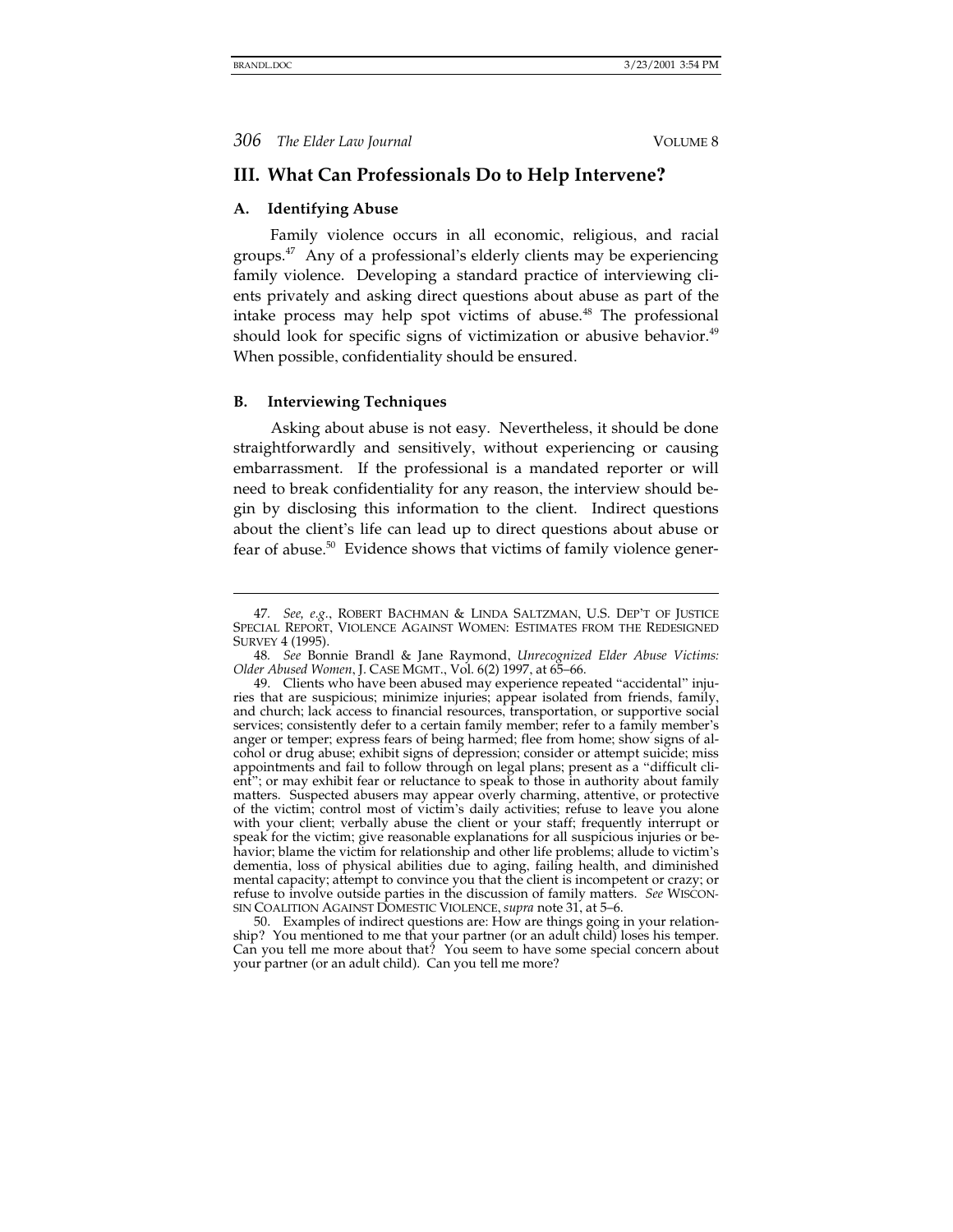## III. What Can Professionals Do to Help Intervene?

### A. Identifying Abuse

Family violence occurs in all economic, religious, and racial groups.[47] Any of a professional's elderly clients may be experiencing family violence. Developing a standard practice of interviewing clients privately and asking direct questions about abuse as part of the intake process may help spot victims of abuse.[48] The professional should look for specific signs of victimization or abusive behavior.[49] When possible, confidentiality should be ensured.

### B. Interviewing Techniques

Asking about abuse is not easy. Nevertheless, it should be done straightforwardly and sensitively, without experiencing or causing embarrassment. If the professional is a mandated reporter or will need to break confidentiality for any reason, the interview should begin by disclosing this information to the client. Indirect questions about the client's life can lead up to direct questions about abuse or fear of abuse.[50] Evidence shows that victims of family violence gener-

---

47. *See, e.g.*, ROBERT BACHMAN & LINDA SALTZMAN, U.S. DEP'T OF JUSTICE SPECIAL REPORT, VIOLENCE AGAINST WOMEN: ESTIMATES FROM THE REDESIGNED SURVEY 4 (1995).

48. *See* Bonnie Brandl & Jane Raymond, *Unrecognized Elder Abuse Victims: Older Abused Women*, J. CASE MGMT., Vol. 6(2) 1997, at 65–66.

49. Clients who have been abused may experience repeated "accidental" injuries that are suspicious; minimize injuries; appear isolated from friends, family, and church; lack access to financial resources, transportation, or supportive social services; consistently defer to a certain family member; refer to a family member's anger or temper; express fears of being harmed; flee from home; show signs of alcohol or drug abuse; exhibit signs of depression; consider or attempt suicide; miss appointments and fail to follow through on legal plans; present as a "difficult client"; or may exhibit fear or reluctance to speak to those in authority about family matters. Suspected abusers may appear overly charming, attentive, or protective of the victim; control most of victim's daily activities; refuse to leave you alone with your client; verbally abuse the client or your staff; frequently interrupt or speak for the victim; give reasonable explanations for all suspicious injuries or behavior; blame the victim for relationship and other life problems; allude to victim's dementia, loss of physical abilities due to aging, failing health, and diminished mental capacity; attempt to convince you that the client is incompetent or crazy; or refuse to involve outside parties in the discussion of family matters. *See* WISCONSIN COALITION AGAINST DOMESTIC VIOLENCE, *supra* note 31, at 5–6.

50. Examples of indirect questions are: How are things going in your relationship? You mentioned to me that your partner (or an adult child) loses his temper. Can you tell me more about that? You seem to have some special concern about your partner (or an adult child). Can you tell me more?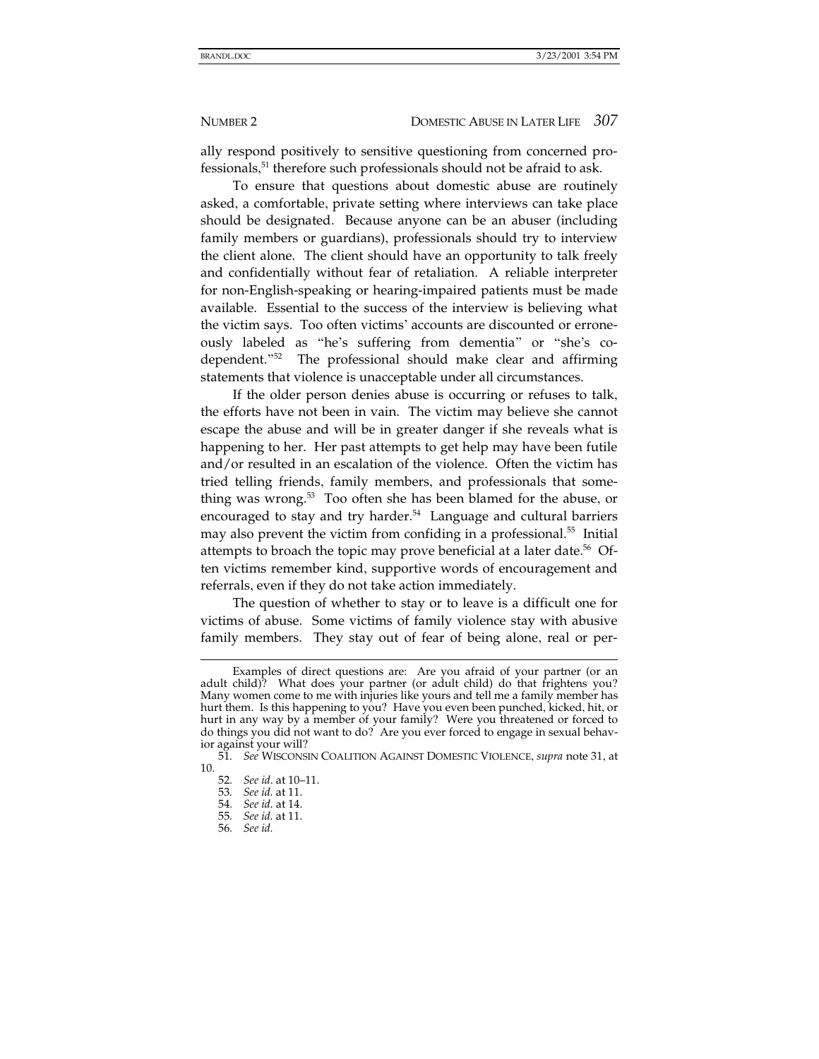ally respond positively to sensitive questioning from concerned professionals,[51] therefore such professionals should not be afraid to ask.

To ensure that questions about domestic abuse are routinely asked, a comfortable, private setting where interviews can take place should be designated. Because anyone can be an abuser (including family members or guardians), professionals should try to interview the client alone. The client should have an opportunity to talk freely and confidentially without fear of retaliation. A reliable interpreter for non-English-speaking or hearing-impaired patients must be made available. Essential to the success of the interview is believing what the victim says. Too often victims' accounts are discounted or erroneously labeled as "he's suffering from dementia" or "she's co-dependent."[52] The professional should make clear and affirming statements that violence is unacceptable under all circumstances.

If the older person denies abuse is occurring or refuses to talk, the efforts have not been in vain. The victim may believe she cannot escape the abuse and will be in greater danger if she reveals what is happening to her. Her past attempts to get help may have been futile and/or resulted in an escalation of the violence. Often the victim has tried telling friends, family members, and professionals that something was wrong.[53] Too often she has been blamed for the abuse, or encouraged to stay and try harder.[54] Language and cultural barriers may also prevent the victim from confiding in a professional.[55] Initial attempts to broach the topic may prove beneficial at a later date.[56] Often victims remember kind, supportive words of encouragement and referrals, even if they do not take action immediately.

The question of whether to stay or to leave is a difficult one for victims of abuse. Some victims of family violence stay with abusive family members. They stay out of fear of being alone, real or per-

---

Examples of direct questions are: Are you afraid of your partner (or an adult child)? What does your partner (or adult child) do that frightens you? Many women come to me with injuries like yours and tell me a family member has hurt them. Is this happening to you? Have you even been punched, kicked, hit, or hurt in any way by a member of your family? Were you threatened or forced to do things you did not want to do? Are you ever forced to engage in sexual behavior against your will?

51. *See* WISCONSIN COALITION AGAINST DOMESTIC VIOLENCE, *supra* note 31, at 10.

52. *See id.* at 10–11.

53. *See id.* at 11.

54. *See id.* at 14.

55. *See id.* at 11.

56. *See id.*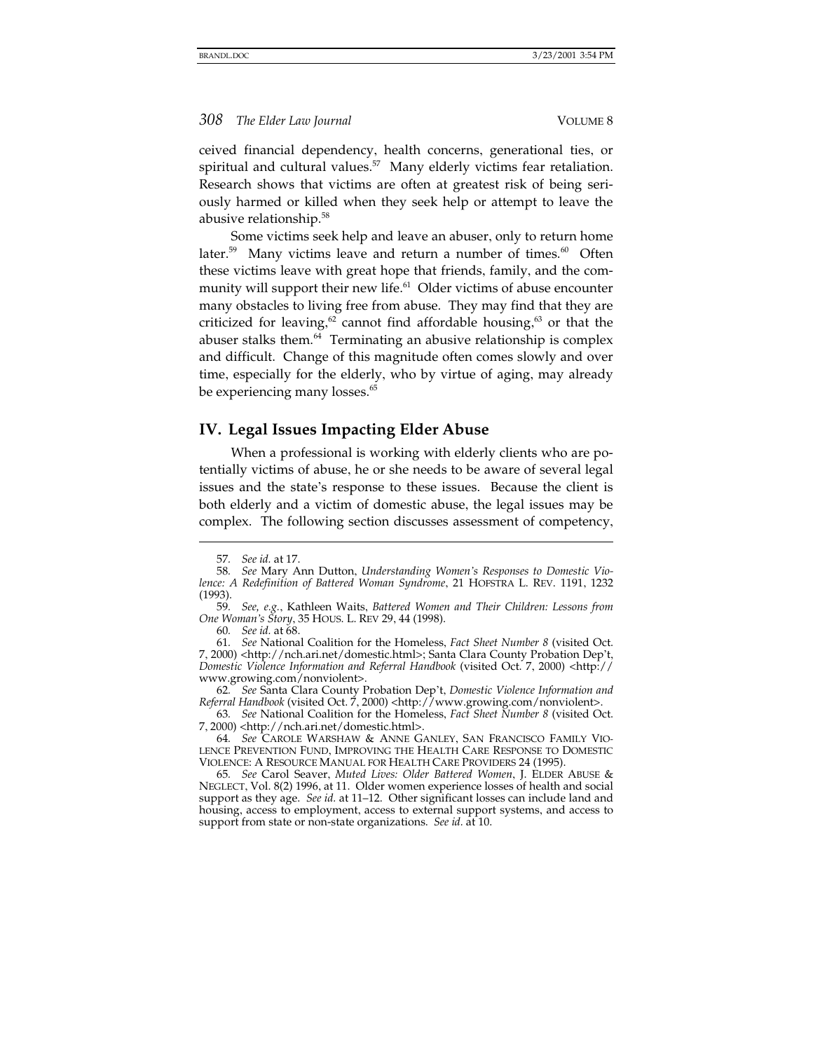ceived financial dependency, health concerns, generational ties, or spiritual and cultural values.[57] Many elderly victims fear retaliation. Research shows that victims are often at greatest risk of being seriously harmed or killed when they seek help or attempt to leave the abusive relationship.[58]

Some victims seek help and leave an abuser, only to return home later.[59] Many victims leave and return a number of times.[60] Often these victims leave with great hope that friends, family, and the community will support their new life.[61] Older victims of abuse encounter many obstacles to living free from abuse. They may find that they are criticized for leaving,[62] cannot find affordable housing,[63] or that the abuser stalks them.[64] Terminating an abusive relationship is complex and difficult. Change of this magnitude often comes slowly and over time, especially for the elderly, who by virtue of aging, may already be experiencing many losses.[65]

## IV. Legal Issues Impacting Elder Abuse

When a professional is working with elderly clients who are potentially victims of abuse, he or she needs to be aware of several legal issues and the state's response to these issues. Because the client is both elderly and a victim of domestic abuse, the legal issues may be complex. The following section discusses assessment of competency,

---

57. *See id.* at 17.

58. *See* Mary Ann Dutton, *Understanding Women's Responses to Domestic Violence: A Redefinition of Battered Woman Syndrome*, 21 HOFSTRA L. REV. 1191, 1232 (1993).

59. *See, e.g.*, Kathleen Waits, *Battered Women and Their Children: Lessons from One Woman's Story*, 35 HOUS. L. REV 29, 44 (1998).

60. *See id.* at 68.

61. *See* National Coalition for the Homeless, *Fact Sheet Number 8* (visited Oct. 7, 2000) <http://nch.ari.net/domestic.html>; Santa Clara County Probation Dep't, *Domestic Violence Information and Referral Handbook* (visited Oct. 7, 2000) <http://www.growing.com/nonviolent>.

62. *See* Santa Clara County Probation Dep't, *Domestic Violence Information and Referral Handbook* (visited Oct. 7, 2000) <http://www.growing.com/nonviolent>.

63. *See* National Coalition for the Homeless, *Fact Sheet Number 8* (visited Oct. 7, 2000) <http://nch.ari.net/domestic.html>.

64. *See* CAROLE WARSHAW & ANNE GANLEY, SAN FRANCISCO FAMILY VIOLENCE PREVENTION FUND, IMPROVING THE HEALTH CARE RESPONSE TO DOMESTIC VIOLENCE: A RESOURCE MANUAL FOR HEALTH CARE PROVIDERS 24 (1995).

65. *See* Carol Seaver, *Muted Lives: Older Battered Women*, J. ELDER ABUSE & NEGLECT, Vol. 8(2) 1996, at 11. Older women experience losses of health and social support as they age. *See id.* at 11–12. Other significant losses can include land and housing, access to employment, access to external support systems, and access to support from state or non-state organizations. *See id.* at 10.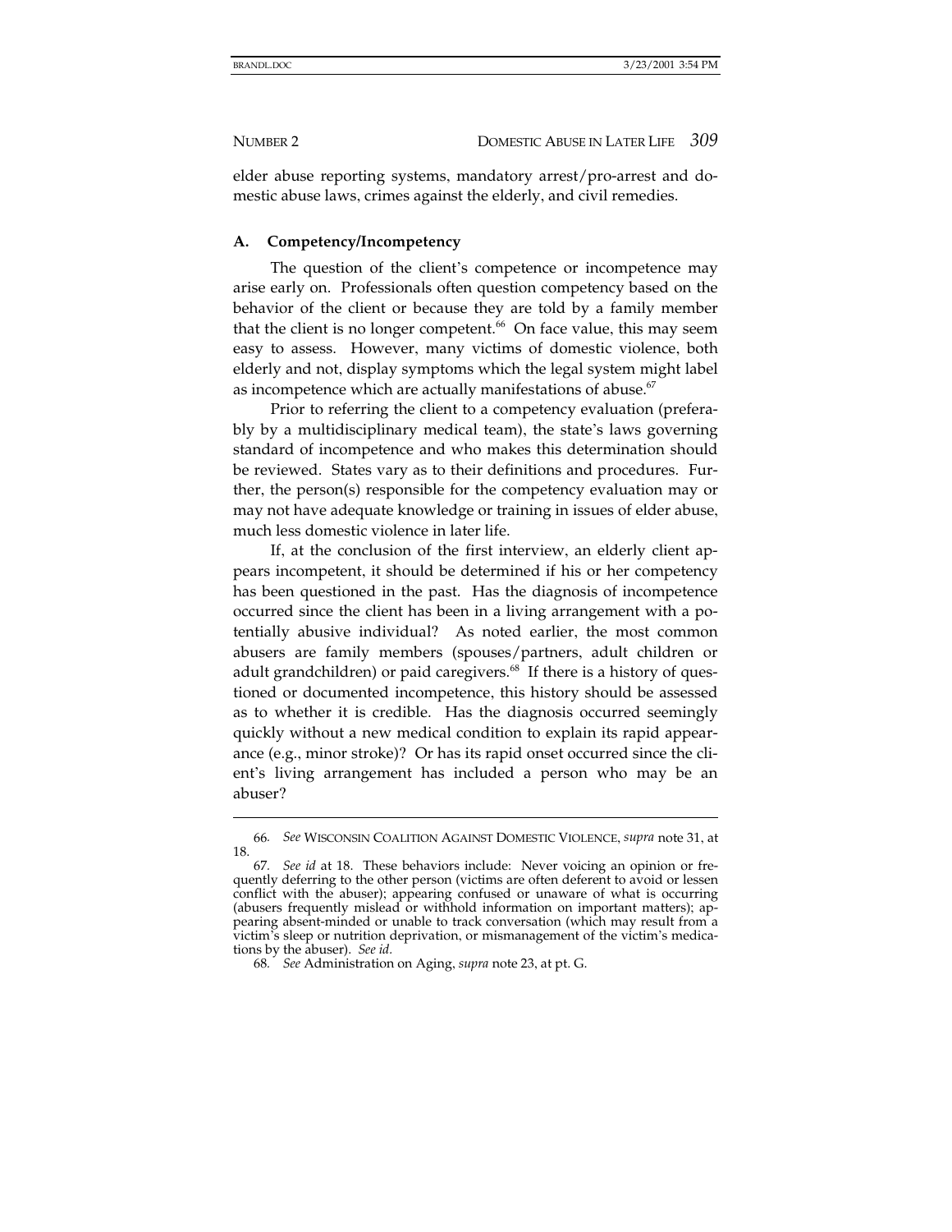elder abuse reporting systems, mandatory arrest/pro-arrest and domestic abuse laws, crimes against the elderly, and civil remedies.

### A. Competency/Incompetency

The question of the client's competence or incompetence may arise early on. Professionals often question competency based on the behavior of the client or because they are told by a family member that the client is no longer competent.[66] On face value, this may seem easy to assess. However, many victims of domestic violence, both elderly and not, display symptoms which the legal system might label as incompetence which are actually manifestations of abuse.[67]

Prior to referring the client to a competency evaluation (preferably by a multidisciplinary medical team), the state's laws governing standard of incompetence and who makes this determination should be reviewed. States vary as to their definitions and procedures. Further, the person(s) responsible for the competency evaluation may or may not have adequate knowledge or training in issues of elder abuse, much less domestic violence in later life.

If, at the conclusion of the first interview, an elderly client appears incompetent, it should be determined if his or her competency has been questioned in the past. Has the diagnosis of incompetence occurred since the client has been in a living arrangement with a potentially abusive individual? As noted earlier, the most common abusers are family members (spouses/partners, adult children or adult grandchildren) or paid caregivers.[68] If there is a history of questioned or documented incompetence, this history should be assessed as to whether it is credible. Has the diagnosis occurred seemingly quickly without a new medical condition to explain its rapid appearance (e.g., minor stroke)? Or has its rapid onset occurred since the client's living arrangement has included a person who may be an abuser?

---

66. *See* WISCONSIN COALITION AGAINST DOMESTIC VIOLENCE, *supra* note 31, at 18.

67. *See id* at 18. These behaviors include: Never voicing an opinion or frequently deferring to the other person (victims are often deferent to avoid or lessen conflict with the abuser); appearing confused or unaware of what is occurring (abusers frequently mislead or withhold information on important matters); appearing absent-minded or unable to track conversation (which may result from a victim's sleep or nutrition deprivation, or mismanagement of the victim's medications by the abuser). *See id.*

68. *See* Administration on Aging, *supra* note 23, at pt. G.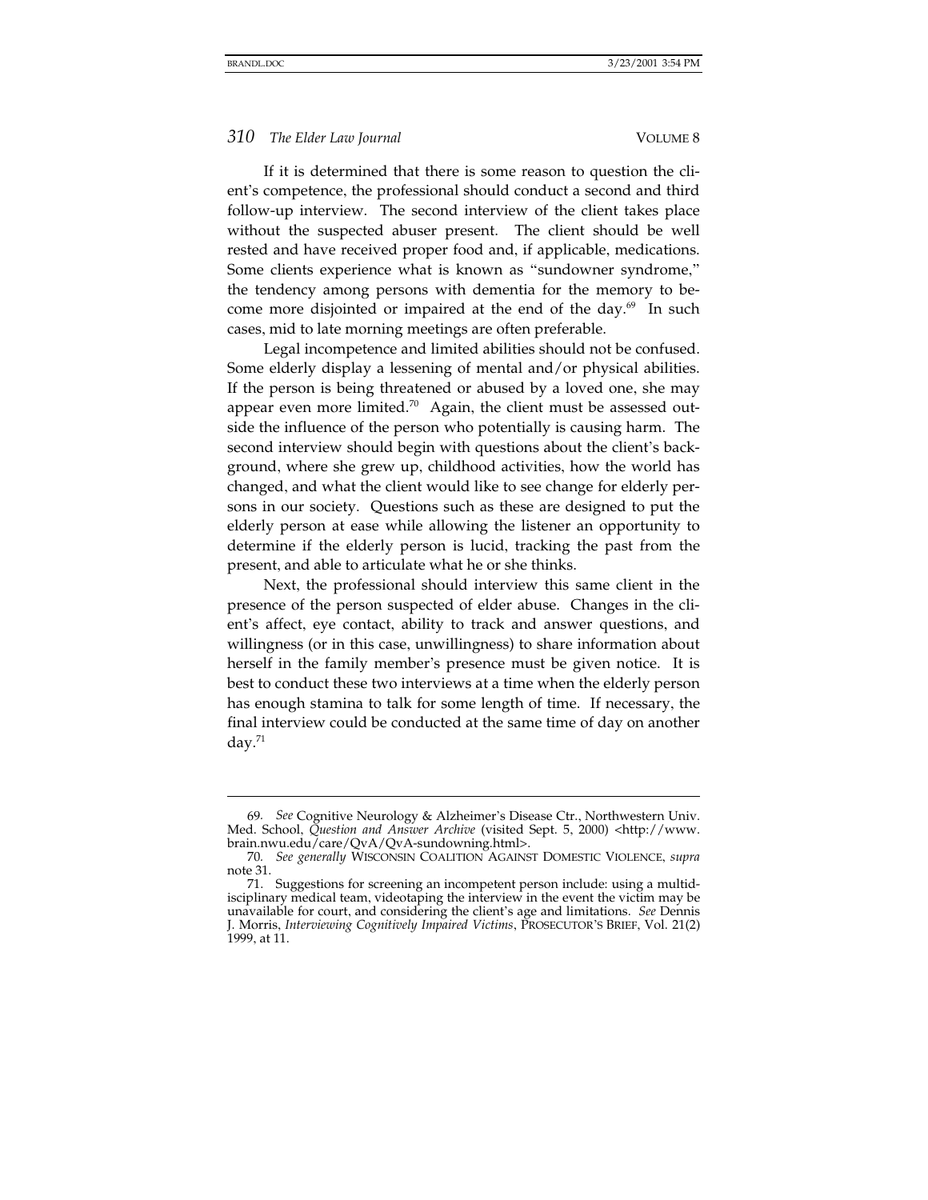If it is determined that there is some reason to question the client's competence, the professional should conduct a second and third follow-up interview. The second interview of the client takes place without the suspected abuser present. The client should be well rested and have received proper food and, if applicable, medications. Some clients experience what is known as "sundowner syndrome," the tendency among persons with dementia for the memory to become more disjointed or impaired at the end of the day.[69] In such cases, mid to late morning meetings are often preferable.

Legal incompetence and limited abilities should not be confused. Some elderly display a lessening of mental and/or physical abilities. If the person is being threatened or abused by a loved one, she may appear even more limited.[70] Again, the client must be assessed outside the influence of the person who potentially is causing harm. The second interview should begin with questions about the client's background, where she grew up, childhood activities, how the world has changed, and what the client would like to see change for elderly persons in our society. Questions such as these are designed to put the elderly person at ease while allowing the listener an opportunity to determine if the elderly person is lucid, tracking the past from the present, and able to articulate what he or she thinks.

Next, the professional should interview this same client in the presence of the person suspected of elder abuse. Changes in the client's affect, eye contact, ability to track and answer questions, and willingness (or in this case, unwillingness) to share information about herself in the family member's presence must be given notice. It is best to conduct these two interviews at a time when the elderly person has enough stamina to talk for some length of time. If necessary, the final interview could be conducted at the same time of day on another day.[71]

---

69. *See* Cognitive Neurology & Alzheimer's Disease Ctr., Northwestern Univ. Med. School, *Question and Answer Archive* (visited Sept. 5, 2000) <http://www.brain.nwu.edu/care/QvA/QvA-sundowning.html>.

70. *See generally* WISCONSIN COALITION AGAINST DOMESTIC VIOLENCE, *supra* note 31.

71. Suggestions for screening an incompetent person include: using a multidisciplinary medical team, videotaping the interview in the event the victim may be unavailable for court, and considering the client's age and limitations. *See* Dennis J. Morris, *Interviewing Cognitively Impaired Victims*, PROSECUTOR'S BRIEF, Vol. 21(2) 1999, at 11.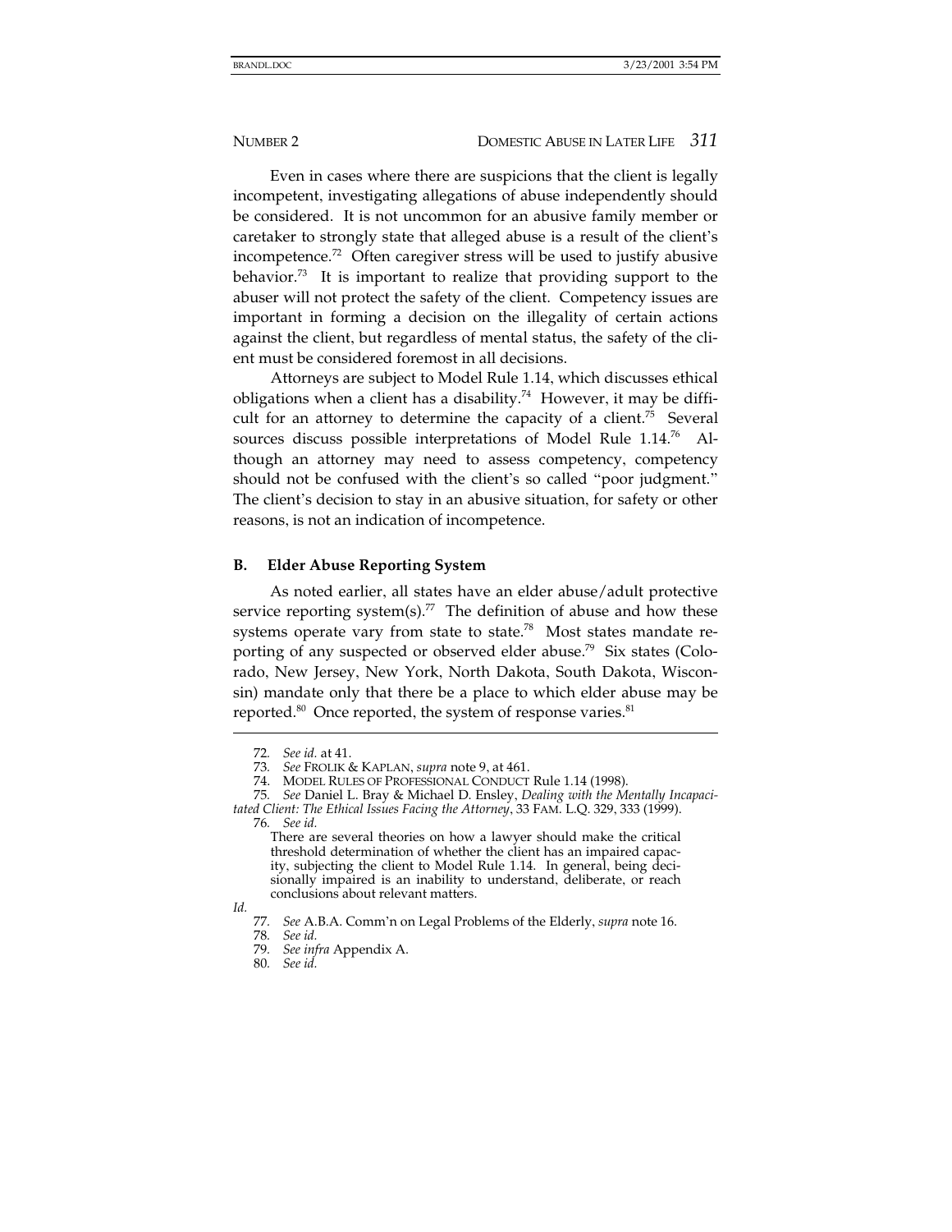Even in cases where there are suspicions that the client is legally incompetent, investigating allegations of abuse independently should be considered. It is not uncommon for an abusive family member or caretaker to strongly state that alleged abuse is a result of the client's incompetence.[72] Often caregiver stress will be used to justify abusive behavior.[73] It is important to realize that providing support to the abuser will not protect the safety of the client. Competency issues are important in forming a decision on the illegality of certain actions against the client, but regardless of mental status, the safety of the client must be considered foremost in all decisions.

Attorneys are subject to Model Rule 1.14, which discusses ethical obligations when a client has a disability.[74] However, it may be difficult for an attorney to determine the capacity of a client.[75] Several sources discuss possible interpretations of Model Rule 1.14.[76] Although an attorney may need to assess competency, competency should not be confused with the client's so called "poor judgment." The client's decision to stay in an abusive situation, for safety or other reasons, is not an indication of incompetence.

### B. Elder Abuse Reporting System

As noted earlier, all states have an elder abuse/adult protective service reporting system(s).[77] The definition of abuse and how these systems operate vary from state to state.[78] Most states mandate reporting of any suspected or observed elder abuse.[79] Six states (Colorado, New Jersey, New York, North Dakota, South Dakota, Wisconsin) mandate only that there be a place to which elder abuse may be reported.[80] Once reported, the system of response varies.[81]

---

72. *See id.* at 41.

73. *See* FROLIK & KAPLAN, *supra* note 9, at 461.

74. MODEL RULES OF PROFESSIONAL CONDUCT Rule 1.14 (1998).

75. *See* Daniel L. Bray & Michael D. Ensley, *Dealing with the Mentally Incapacitated Client: The Ethical Issues Facing the Attorney*, 33 FAM. L.Q. 329, 333 (1999).

76. *See id.*

> There are several theories on how a lawyer should make the critical threshold determination of whether the client has an impaired capacity, subjecting the client to Model Rule 1.14. In general, being decisionally impaired is an inability to understand, deliberate, or reach conclusions about relevant matters.

*Id.*

77. *See* A.B.A. Comm'n on Legal Problems of the Elderly, *supra* note 16.

78. *See id.*

79. *See infra* Appendix A.

80. *See id.*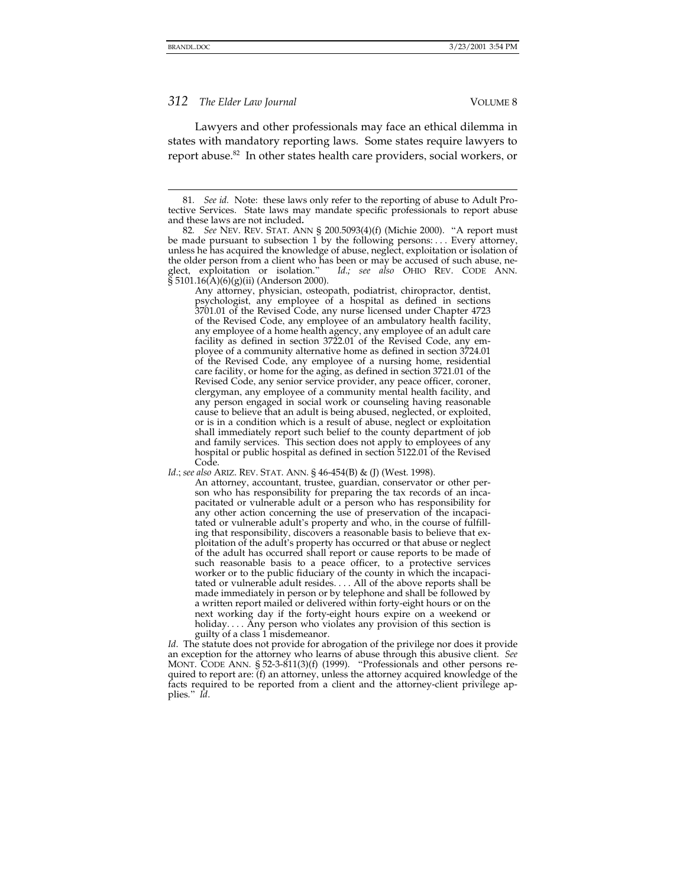Lawyers and other professionals may face an ethical dilemma in states with mandatory reporting laws. Some states require lawyers to report abuse.[82] In other states health care providers, social workers, or

---

81. *See id.* Note: these laws only refer to the reporting of abuse to Adult Protective Services. State laws may mandate specific professionals to report abuse and these laws are not included.

82. *See* NEV. REV. STAT. ANN § 200.5093(4)(f) (Michie 2000). "A report must be made pursuant to subsection 1 by the following persons: . . . Every attorney, unless he has acquired the knowledge of abuse, neglect, exploitation or isolation of the older person from a client who has been or may be accused of such abuse, neglect, exploitation or isolation." *Id.; see also* OHIO REV. CODE ANN. § 5101.16(A)(6)(g)(ii) (Anderson 2000).

> Any attorney, physician, osteopath, podiatrist, chiropractor, dentist, psychologist, any employee of a hospital as defined in sections 3701.01 of the Revised Code, any nurse licensed under Chapter 4723 of the Revised Code, any employee of an ambulatory health facility, any employee of a home health agency, any employee of an adult care facility as defined in section 3722.01 of the Revised Code, any employee of a community alternative home as defined in section 3724.01 of the Revised Code, any employee of a nursing home, residential care facility, or home for the aging, as defined in section 3721.01 of the Revised Code, any senior service provider, any peace officer, coroner, clergyman, any employee of a community mental health facility, and any person engaged in social work or counseling having reasonable cause to believe that an adult is being abused, neglected, or exploited, or is in a condition which is a result of abuse, neglect or exploitation shall immediately report such belief to the county department of job and family services. This section does not apply to employees of any hospital or public hospital as defined in section 5122.01 of the Revised Code.

*Id*.; *see also* ARIZ. REV. STAT. ANN. § 46-454(B) & (J) (West. 1998).

> An attorney, accountant, trustee, guardian, conservator or other person who has responsibility for preparing the tax records of an incapacitated or vulnerable adult or a person who has responsibility for any other action concerning the use of preservation of the incapacitated or vulnerable adult's property and who, in the course of fulfilling that responsibility, discovers a reasonable basis to believe that exploitation of the adult's property has occurred or that abuse or neglect of the adult has occurred shall report or cause reports to be made of such reasonable basis to a peace officer, to a protective services worker or to the public fiduciary of the county in which the incapacitated or vulnerable adult resides. . . . All of the above reports shall be made immediately in person or by telephone and shall be followed by a written report mailed or delivered within forty-eight hours or on the next working day if the forty-eight hours expire on a weekend or holiday. . . . Any person who violates any provision of this section is guilty of a class 1 misdemeanor.

*Id*. The statute does not provide for abrogation of the privilege nor does it provide an exception for the attorney who learns of abuse through this abusive client. *See* MONT. CODE ANN. § 52-3-811(3)(f) (1999). "Professionals and other persons required to report are: (f) an attorney, unless the attorney acquired knowledge of the facts required to be reported from a client and the attorney-client privilege applies." *Id*.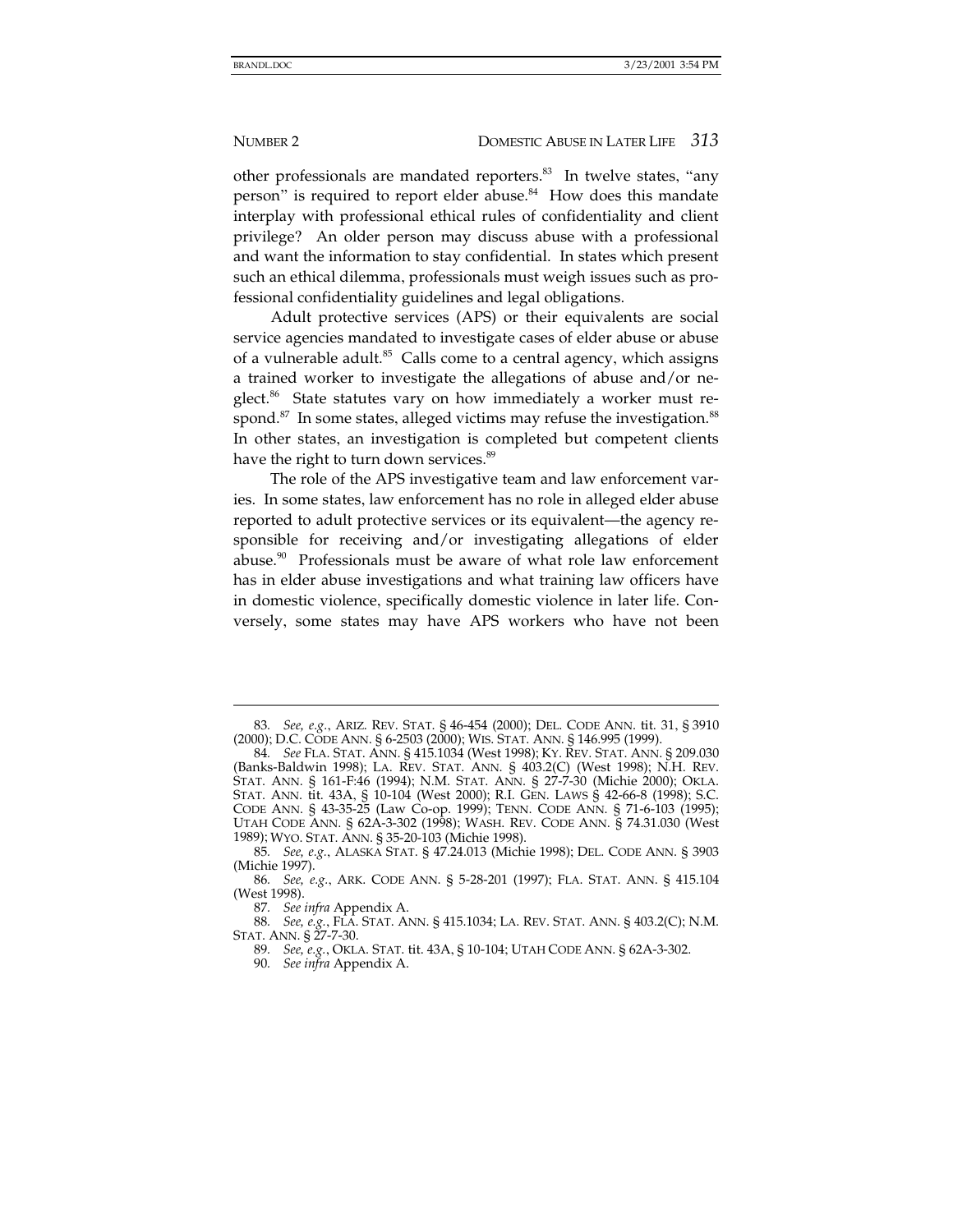other professionals are mandated reporters.[83] In twelve states, "any person" is required to report elder abuse.[84] How does this mandate interplay with professional ethical rules of confidentiality and client privilege? An older person may discuss abuse with a professional and want the information to stay confidential. In states which present such an ethical dilemma, professionals must weigh issues such as professional confidentiality guidelines and legal obligations.

Adult protective services (APS) or their equivalents are social service agencies mandated to investigate cases of elder abuse or abuse of a vulnerable adult.[85] Calls come to a central agency, which assigns a trained worker to investigate the allegations of abuse and/or neglect.[86] State statutes vary on how immediately a worker must respond.[87] In some states, alleged victims may refuse the investigation.[88] In other states, an investigation is completed but competent clients have the right to turn down services.[89]

The role of the APS investigative team and law enforcement varies. In some states, law enforcement has no role in alleged elder abuse reported to adult protective services or its equivalent—the agency responsible for receiving and/or investigating allegations of elder abuse.[90] Professionals must be aware of what role law enforcement has in elder abuse investigations and what training law officers have in domestic violence, specifically domestic violence in later life. Conversely, some states may have APS workers who have not been

---

83. *See, e.g.*, ARIZ. REV. STAT. § 46-454 (2000); DEL. CODE ANN. tit. 31, § 3910 (2000); D.C. CODE ANN. § 6-2503 (2000); WIS. STAT. ANN. § 146.995 (1999).

84. *See* FLA. STAT. ANN. § 415.1034 (West 1998); KY. REV. STAT. ANN. § 209.030 (Banks-Baldwin 1998); LA. REV. STAT. ANN. § 403.2(C) (West 1998); N.H. REV. STAT. ANN. § 161-F:46 (1994); N.M. STAT. ANN. § 27-7-30 (Michie 2000); OKLA. STAT. ANN. tit. 43A, § 10-104 (West 2000); R.I. GEN. LAWS § 42-66-8 (1998); S.C. CODE ANN. § 43-35-25 (Law Co-op. 1999); TENN. CODE ANN. § 71-6-103 (1995); UTAH CODE ANN. § 62A-3-302 (1998); WASH. REV. CODE ANN. § 74.31.030 (West 1989); WYO. STAT. ANN. § 35-20-103 (Michie 1998).

85. *See, e.g.*, ALASKA STAT. § 47.24.013 (Michie 1998); DEL. CODE ANN. § 3903 (Michie 1997).

86. *See, e.g.*, ARK. CODE ANN. § 5-28-201 (1997); FLA. STAT. ANN. § 415.104 (West 1998).

87. *See infra* Appendix A.

88. *See, e.g.*, FLA. STAT. ANN. § 415.1034; LA. REV. STAT. ANN. § 403.2(C); N.M. STAT. ANN. § 27-7-30.

89. *See, e.g.*, OKLA. STAT. tit. 43A, § 10-104; UTAH CODE ANN. § 62A-3-302.

90. *See infra* Appendix A.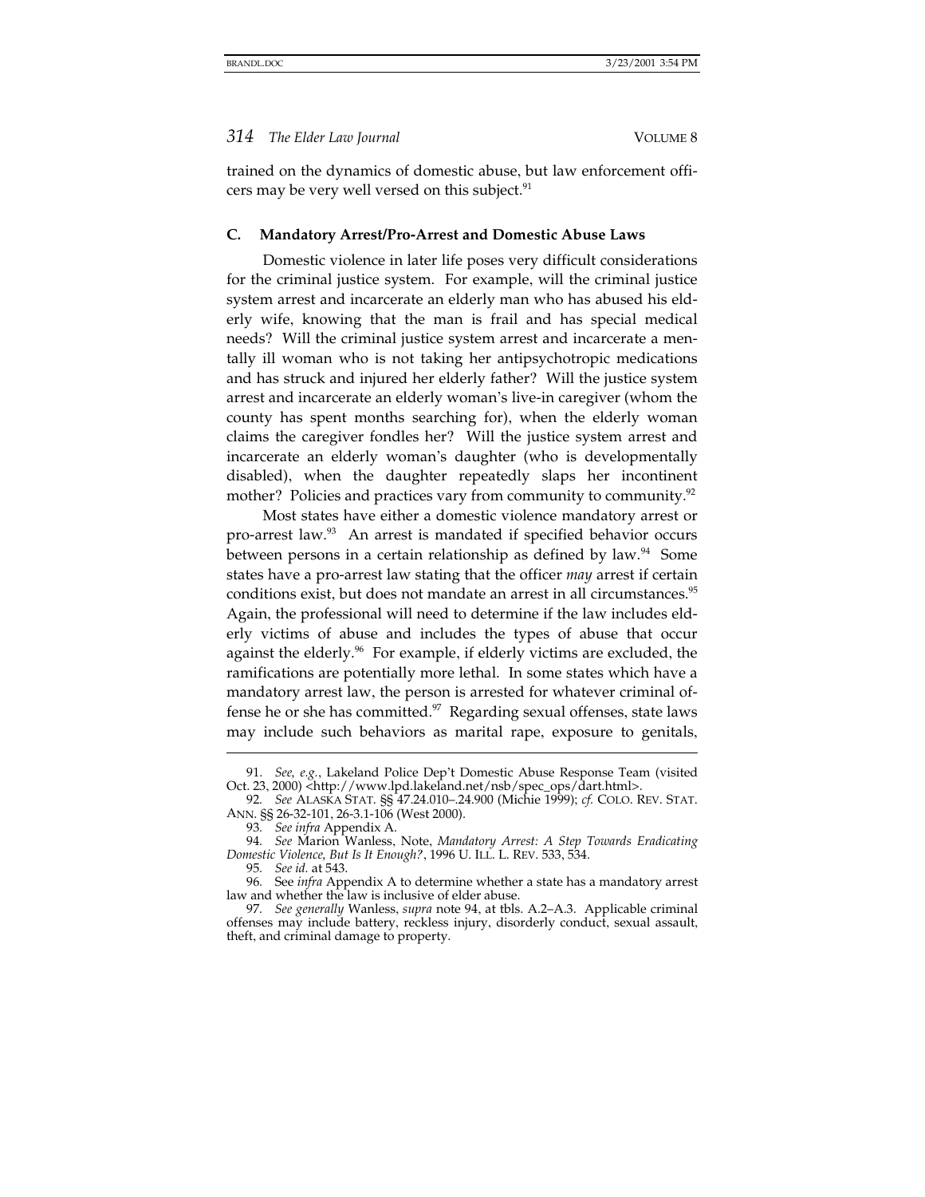trained on the dynamics of domestic abuse, but law enforcement officers may be very well versed on this subject.[91]

### C. Mandatory Arrest/Pro-Arrest and Domestic Abuse Laws

Domestic violence in later life poses very difficult considerations for the criminal justice system. For example, will the criminal justice system arrest and incarcerate an elderly man who has abused his elderly wife, knowing that the man is frail and has special medical needs? Will the criminal justice system arrest and incarcerate a mentally ill woman who is not taking her antipsychotropic medications and has struck and injured her elderly father? Will the justice system arrest and incarcerate an elderly woman's live-in caregiver (whom the county has spent months searching for), when the elderly woman claims the caregiver fondles her? Will the justice system arrest and incarcerate an elderly woman's daughter (who is developmentally disabled), when the daughter repeatedly slaps her incontinent mother? Policies and practices vary from community to community.[92]

Most states have either a domestic violence mandatory arrest or pro-arrest law.[93] An arrest is mandated if specified behavior occurs between persons in a certain relationship as defined by law.[94] Some states have a pro-arrest law stating that the officer *may* arrest if certain conditions exist, but does not mandate an arrest in all circumstances.[95] Again, the professional will need to determine if the law includes elderly victims of abuse and includes the types of abuse that occur against the elderly.[96] For example, if elderly victims are excluded, the ramifications are potentially more lethal. In some states which have a mandatory arrest law, the person is arrested for whatever criminal offense he or she has committed.[97] Regarding sexual offenses, state laws may include such behaviors as marital rape, exposure to genitals,

---

91. *See, e.g.*, Lakeland Police Dep't Domestic Abuse Response Team (visited Oct. 23, 2000) <http://www.lpd.lakeland.net/nsb/spec_ops/dart.html>.

92. *See* ALASKA STAT. §§ 47.24.010–.24.900 (Michie 1999); *cf.* COLO. REV. STAT. ANN. §§ 26-32-101, 26-3.1-106 (West 2000).

93. *See infra* Appendix A.

94. *See* Marion Wanless, Note, *Mandatory Arrest: A Step Towards Eradicating Domestic Violence, But Is It Enough?*, 1996 U. ILL. L. REV. 533, 534.

95. *See id.* at 543.

96. See *infra* Appendix A to determine whether a state has a mandatory arrest law and whether the law is inclusive of elder abuse.

97. *See generally* Wanless, *supra* note 94, at tbls. A.2–A.3. Applicable criminal offenses may include battery, reckless injury, disorderly conduct, sexual assault, theft, and criminal damage to property.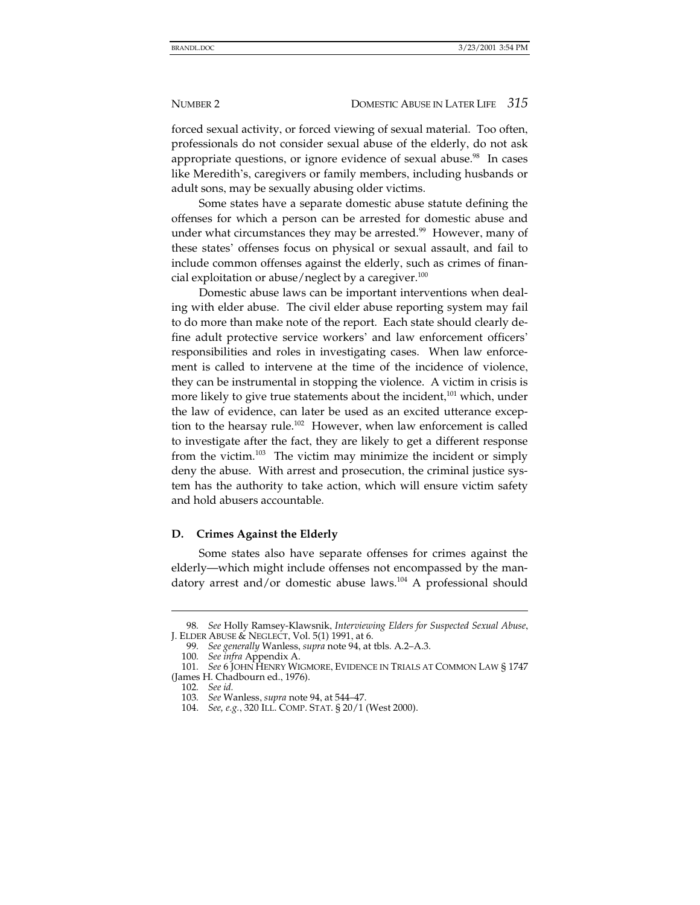forced sexual activity, or forced viewing of sexual material. Too often, professionals do not consider sexual abuse of the elderly, do not ask appropriate questions, or ignore evidence of sexual abuse.[98] In cases like Meredith's, caregivers or family members, including husbands or adult sons, may be sexually abusing older victims.

Some states have a separate domestic abuse statute defining the offenses for which a person can be arrested for domestic abuse and under what circumstances they may be arrested.[99] However, many of these states' offenses focus on physical or sexual assault, and fail to include common offenses against the elderly, such as crimes of financial exploitation or abuse/neglect by a caregiver.[100]

Domestic abuse laws can be important interventions when dealing with elder abuse. The civil elder abuse reporting system may fail to do more than make note of the report. Each state should clearly define adult protective service workers' and law enforcement officers' responsibilities and roles in investigating cases. When law enforcement is called to intervene at the time of the incidence of violence, they can be instrumental in stopping the violence. A victim in crisis is more likely to give true statements about the incident,[101] which, under the law of evidence, can later be used as an excited utterance exception to the hearsay rule.[102] However, when law enforcement is called to investigate after the fact, they are likely to get a different response from the victim.[103] The victim may minimize the incident or simply deny the abuse. With arrest and prosecution, the criminal justice system has the authority to take action, which will ensure victim safety and hold abusers accountable.

### D. Crimes Against the Elderly

Some states also have separate offenses for crimes against the elderly—which might include offenses not encompassed by the mandatory arrest and/or domestic abuse laws.[104] A professional should

---

98. *See* Holly Ramsey-Klawsnik, *Interviewing Elders for Suspected Sexual Abuse*, J. ELDER ABUSE & NEGLECT, Vol. 5(1) 1991, at 6.

99. *See generally* Wanless, *supra* note 94, at tbls. A.2–A.3.

100. *See infra* Appendix A.

101. *See* 6 JOHN HENRY WIGMORE, EVIDENCE IN TRIALS AT COMMON LAW § 1747 (James H. Chadbourn ed., 1976).

102. *See id.*

103. *See* Wanless, *supra* note 94, at 544–47.

104. *See, e.g.*, 320 ILL. COMP. STAT. § 20/1 (West 2000).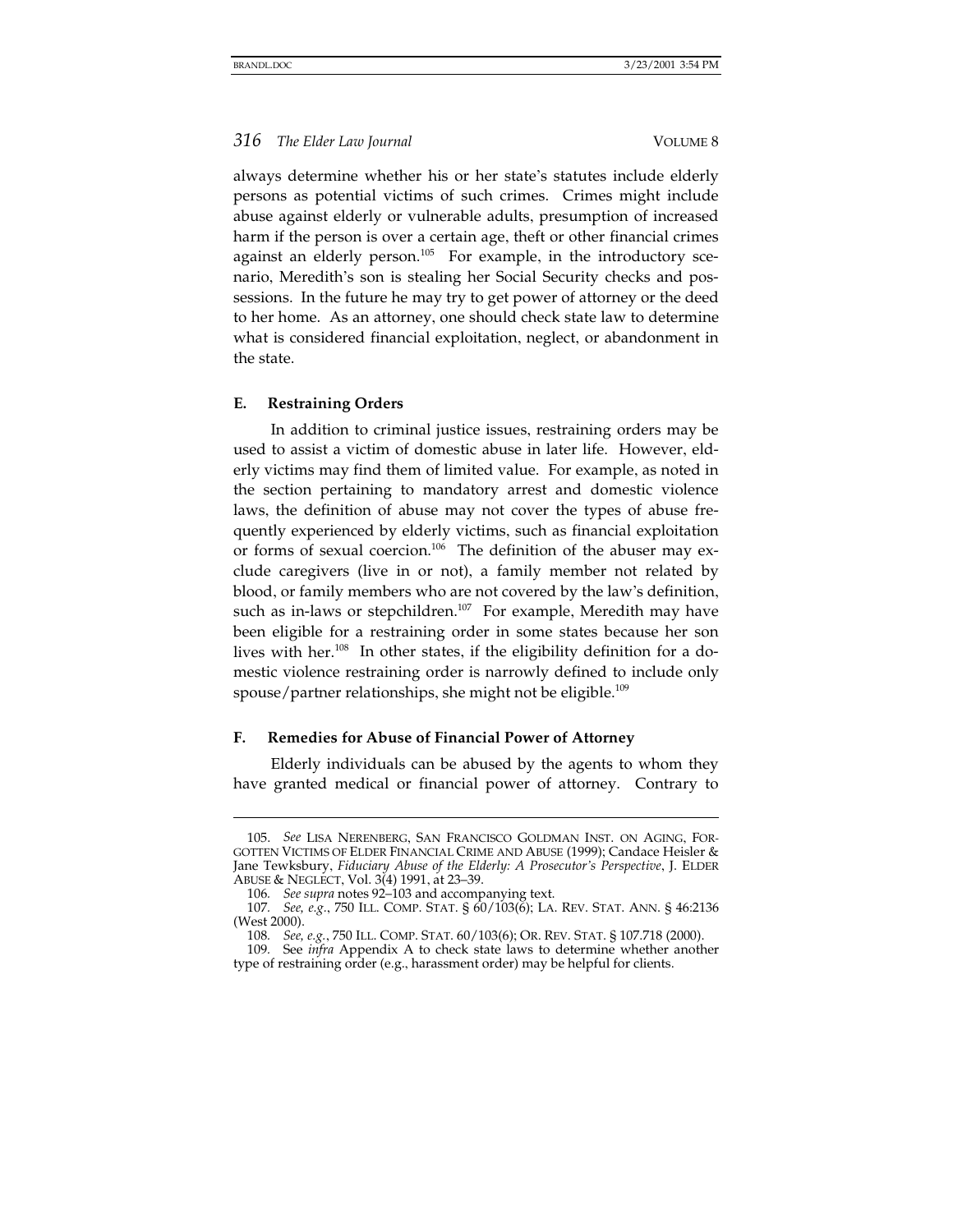always determine whether his or her state's statutes include elderly persons as potential victims of such crimes. Crimes might include abuse against elderly or vulnerable adults, presumption of increased harm if the person is over a certain age, theft or other financial crimes against an elderly person.[105] For example, in the introductory scenario, Meredith's son is stealing her Social Security checks and possessions. In the future he may try to get power of attorney or the deed to her home. As an attorney, one should check state law to determine what is considered financial exploitation, neglect, or abandonment in the state.

### E. Restraining Orders

In addition to criminal justice issues, restraining orders may be used to assist a victim of domestic abuse in later life. However, elderly victims may find them of limited value. For example, as noted in the section pertaining to mandatory arrest and domestic violence laws, the definition of abuse may not cover the types of abuse frequently experienced by elderly victims, such as financial exploitation or forms of sexual coercion.[106] The definition of the abuser may exclude caregivers (live in or not), a family member not related by blood, or family members who are not covered by the law's definition, such as in-laws or stepchildren.[107] For example, Meredith may have been eligible for a restraining order in some states because her son lives with her.[108] In other states, if the eligibility definition for a domestic violence restraining order is narrowly defined to include only spouse/partner relationships, she might not be eligible.[109]

### F. Remedies for Abuse of Financial Power of Attorney

Elderly individuals can be abused by the agents to whom they have granted medical or financial power of attorney. Contrary to

---

105. *See* LISA NERENBERG, SAN FRANCISCO GOLDMAN INST. ON AGING, FORGOTTEN VICTIMS OF ELDER FINANCIAL CRIME AND ABUSE (1999); Candace Heisler & Jane Tewksbury, *Fiduciary Abuse of the Elderly: A Prosecutor's Perspective*, J. ELDER ABUSE & NEGLECT, Vol. 3(4) 1991, at 23–39.

106. *See supra* notes 92–103 and accompanying text.

107. *See, e.g.*, 750 ILL. COMP. STAT. § 60/103(6); LA. REV. STAT. ANN. § 46:2136 (West 2000).

108. *See, e.g.*, 750 ILL. COMP. STAT. 60/103(6); OR. REV. STAT. § 107.718 (2000).

109. See *infra* Appendix A to check state laws to determine whether another type of restraining order (e.g., harassment order) may be helpful for clients.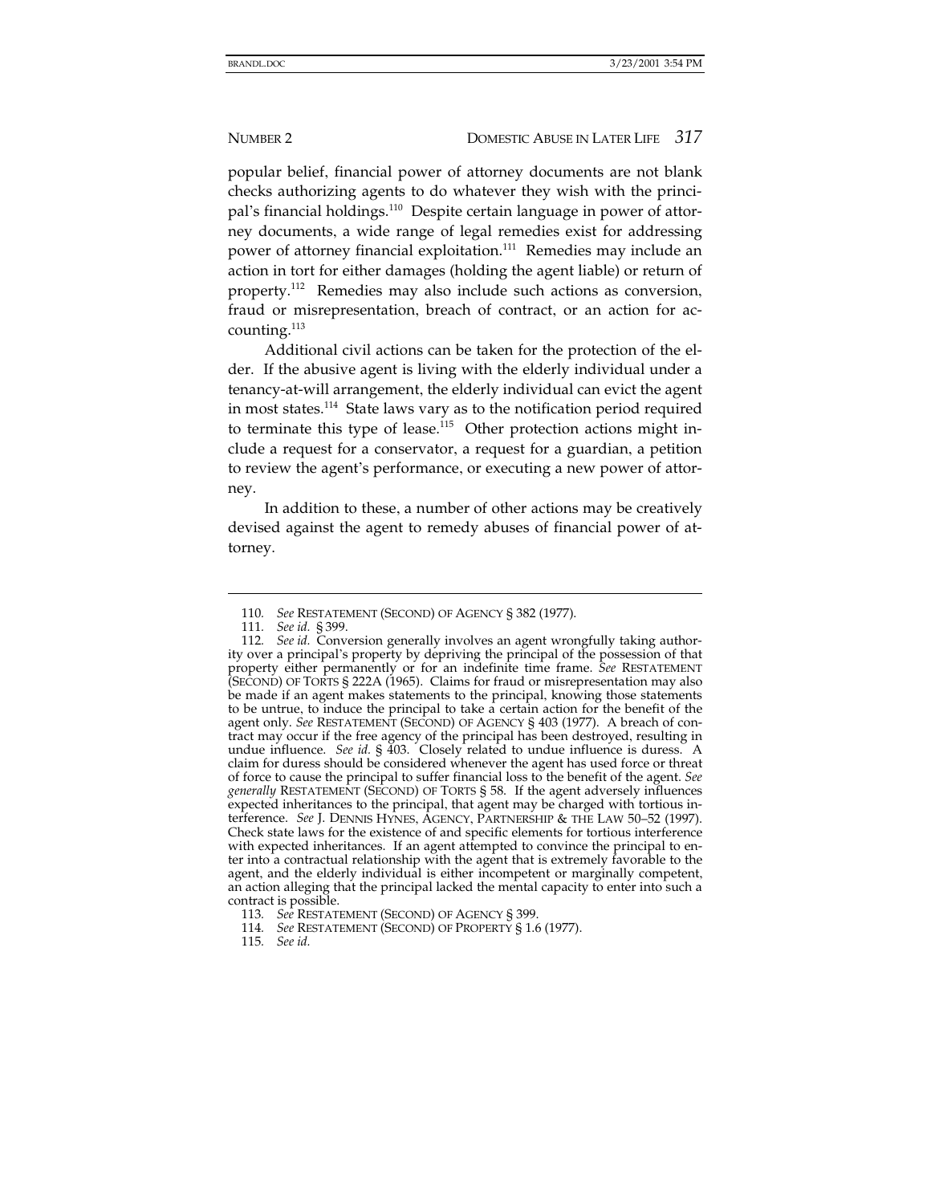popular belief, financial power of attorney documents are not blank checks authorizing agents to do whatever they wish with the principal's financial holdings.[110] Despite certain language in power of attorney documents, a wide range of legal remedies exist for addressing power of attorney financial exploitation.[111] Remedies may include an action in tort for either damages (holding the agent liable) or return of property.[112] Remedies may also include such actions as conversion, fraud or misrepresentation, breach of contract, or an action for accounting.[113]

Additional civil actions can be taken for the protection of the elder. If the abusive agent is living with the elderly individual under a tenancy-at-will arrangement, the elderly individual can evict the agent in most states.[114] State laws vary as to the notification period required to terminate this type of lease.[115] Other protection actions might include a request for a conservator, a request for a guardian, a petition to review the agent's performance, or executing a new power of attorney.

In addition to these, a number of other actions may be creatively devised against the agent to remedy abuses of financial power of attorney.

---

110. *See* RESTATEMENT (SECOND) OF AGENCY § 382 (1977).

111. *See id.* § 399.

112. *See id.* Conversion generally involves an agent wrongfully taking authority over a principal's property by depriving the principal of the possession of that property either permanently or for an indefinite time frame. *See* RESTATEMENT (SECOND) OF TORTS § 222A (1965). Claims for fraud or misrepresentation may also be made if an agent makes statements to the principal, knowing those statements to be untrue, to induce the principal to take a certain action for the benefit of the agent only. *See* RESTATEMENT (SECOND) OF AGENCY § 403 (1977). A breach of contract may occur if the free agency of the principal has been destroyed, resulting in undue influence. *See id.* § 403. Closely related to undue influence is duress. A claim for duress should be considered whenever the agent has used force or threat of force to cause the principal to suffer financial loss to the benefit of the agent. *See generally* RESTATEMENT (SECOND) OF TORTS § 58. If the agent adversely influences expected inheritances to the principal, that agent may be charged with tortious interference. *See* J. DENNIS HYNES, AGENCY, PARTNERSHIP & THE LAW 50–52 (1997). Check state laws for the existence of and specific elements for tortious interference with expected inheritances. If an agent attempted to convince the principal to enter into a contractual relationship with the agent that is extremely favorable to the agent, and the elderly individual is either incompetent or marginally competent, an action alleging that the principal lacked the mental capacity to enter into such a contract is possible.

113. *See* RESTATEMENT (SECOND) OF AGENCY § 399.

114. *See* RESTATEMENT (SECOND) OF PROPERTY § 1.6 (1977).

115. *See id.*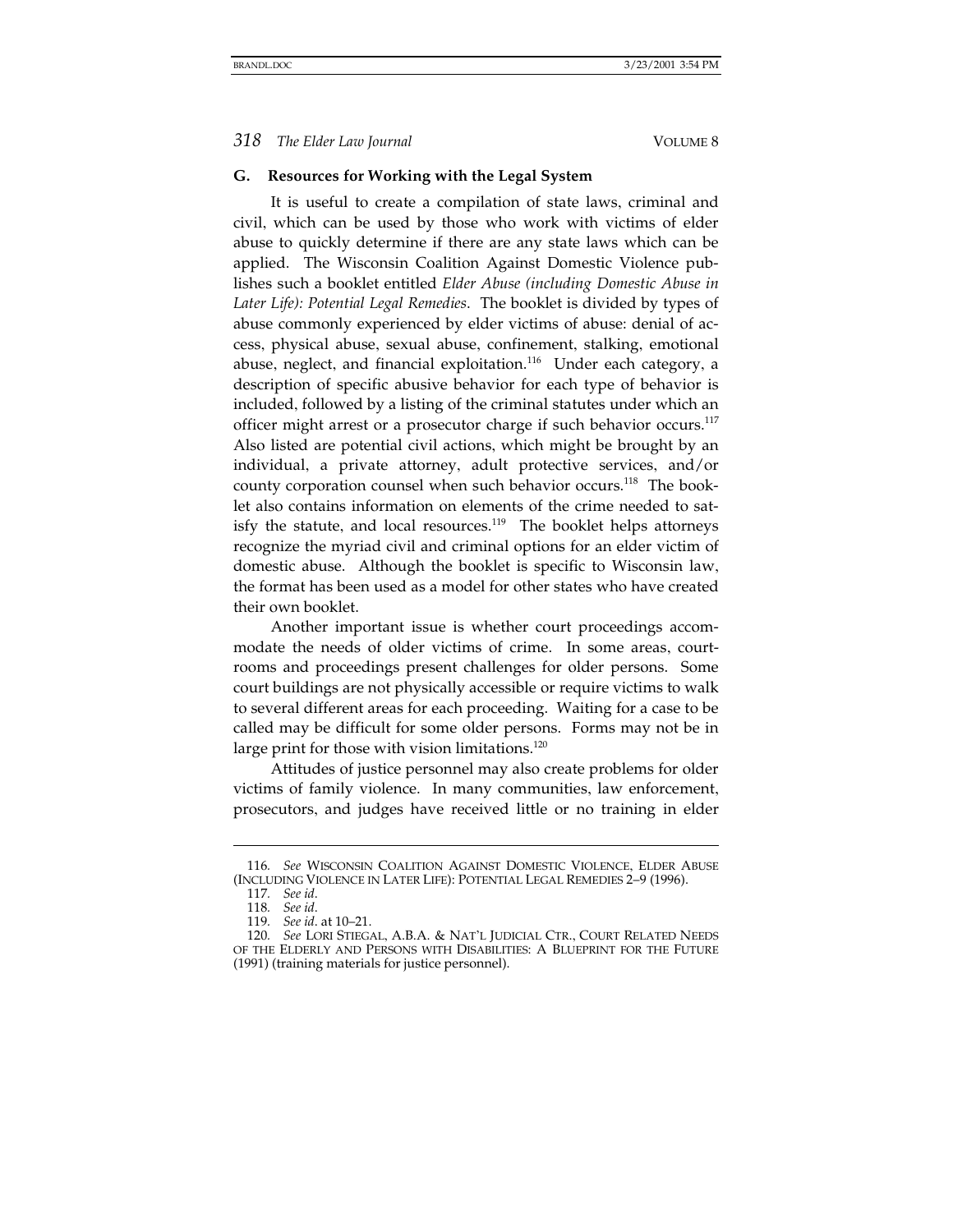### G. Resources for Working with the Legal System

It is useful to create a compilation of state laws, criminal and civil, which can be used by those who work with victims of elder abuse to quickly determine if there are any state laws which can be applied. The Wisconsin Coalition Against Domestic Violence publishes such a booklet entitled *Elder Abuse (including Domestic Abuse in Later Life): Potential Legal Remedies*. The booklet is divided by types of abuse commonly experienced by elder victims of abuse: denial of access, physical abuse, sexual abuse, confinement, stalking, emotional abuse, neglect, and financial exploitation.[116] Under each category, a description of specific abusive behavior for each type of behavior is included, followed by a listing of the criminal statutes under which an officer might arrest or a prosecutor charge if such behavior occurs.[117] Also listed are potential civil actions, which might be brought by an individual, a private attorney, adult protective services, and/or county corporation counsel when such behavior occurs.[118] The booklet also contains information on elements of the crime needed to satisfy the statute, and local resources.[119] The booklet helps attorneys recognize the myriad civil and criminal options for an elder victim of domestic abuse. Although the booklet is specific to Wisconsin law, the format has been used as a model for other states who have created their own booklet.

Another important issue is whether court proceedings accommodate the needs of older victims of crime. In some areas, courtrooms and proceedings present challenges for older persons. Some court buildings are not physically accessible or require victims to walk to several different areas for each proceeding. Waiting for a case to be called may be difficult for some older persons. Forms may not be in large print for those with vision limitations.[120]

Attitudes of justice personnel may also create problems for older victims of family violence. In many communities, law enforcement, prosecutors, and judges have received little or no training in elder

---

116. *See* WISCONSIN COALITION AGAINST DOMESTIC VIOLENCE, ELDER ABUSE (INCLUDING VIOLENCE IN LATER LIFE): POTENTIAL LEGAL REMEDIES 2–9 (1996).

117. *See id*.

118. *See id*.

119. *See id*. at 10–21.

120. *See* LORI STIEGAL, A.B.A. & NAT'L JUDICIAL CTR., COURT RELATED NEEDS OF THE ELDERLY AND PERSONS WITH DISABILITIES: A BLUEPRINT FOR THE FUTURE (1991) (training materials for justice personnel).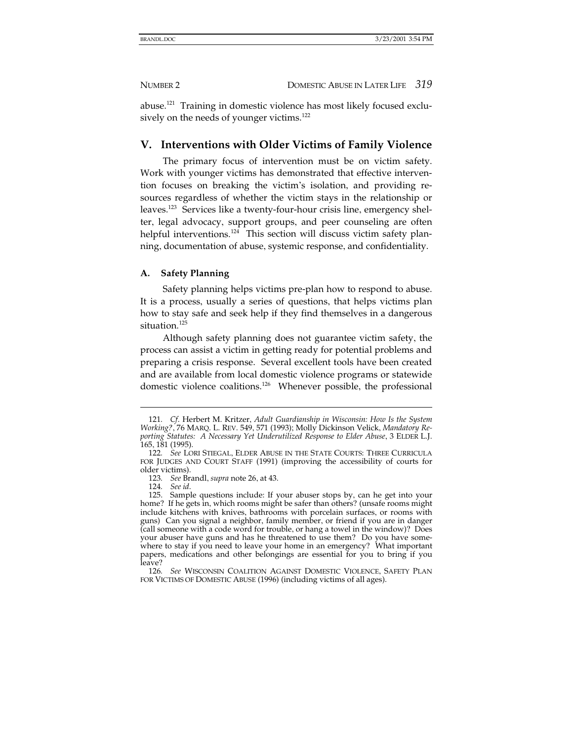abuse.[121] Training in domestic violence has most likely focused exclusively on the needs of younger victims.[122]

## V. Interventions with Older Victims of Family Violence

The primary focus of intervention must be on victim safety. Work with younger victims has demonstrated that effective intervention focuses on breaking the victim's isolation, and providing resources regardless of whether the victim stays in the relationship or leaves.[123] Services like a twenty-four-hour crisis line, emergency shelter, legal advocacy, support groups, and peer counseling are often helpful interventions.[124] This section will discuss victim safety planning, documentation of abuse, systemic response, and confidentiality.

### A. Safety Planning

Safety planning helps victims pre-plan how to respond to abuse. It is a process, usually a series of questions, that helps victims plan how to stay safe and seek help if they find themselves in a dangerous situation.[125]

Although safety planning does not guarantee victim safety, the process can assist a victim in getting ready for potential problems and preparing a crisis response. Several excellent tools have been created and are available from local domestic violence programs or statewide domestic violence coalitions.[126] Whenever possible, the professional

---

121. *Cf*. Herbert M. Kritzer, *Adult Guardianship in Wisconsin: How Is the System Working?*, 76 MARQ. L. REV. 549, 571 (1993); Molly Dickinson Velick, *Mandatory Reporting Statutes: A Necessary Yet Underutilized Response to Elder Abuse*, 3 ELDER L.J. 165, 181 (1995).

122. *See* LORI STIEGAL, ELDER ABUSE IN THE STATE COURTS: THREE CURRICULA FOR JUDGES AND COURT STAFF (1991) (improving the accessibility of courts for older victims).

123. *See* Brandl, *supra* note 26, at 43.

124. *See id*.

125. Sample questions include: If your abuser stops by, can he get into your home? If he gets in, which rooms might be safer than others? (unsafe rooms might include kitchens with knives, bathrooms with porcelain surfaces, or rooms with guns) Can you signal a neighbor, family member, or friend if you are in danger (call someone with a code word for trouble, or hang a towel in the window)? Does your abuser have guns and has he threatened to use them? Do you have somewhere to stay if you need to leave your home in an emergency? What important papers, medications and other belongings are essential for you to bring if you leave?

126. *See* WISCONSIN COALITION AGAINST DOMESTIC VIOLENCE, SAFETY PLAN FOR VICTIMS OF DOMESTIC ABUSE (1996) (including victims of all ages).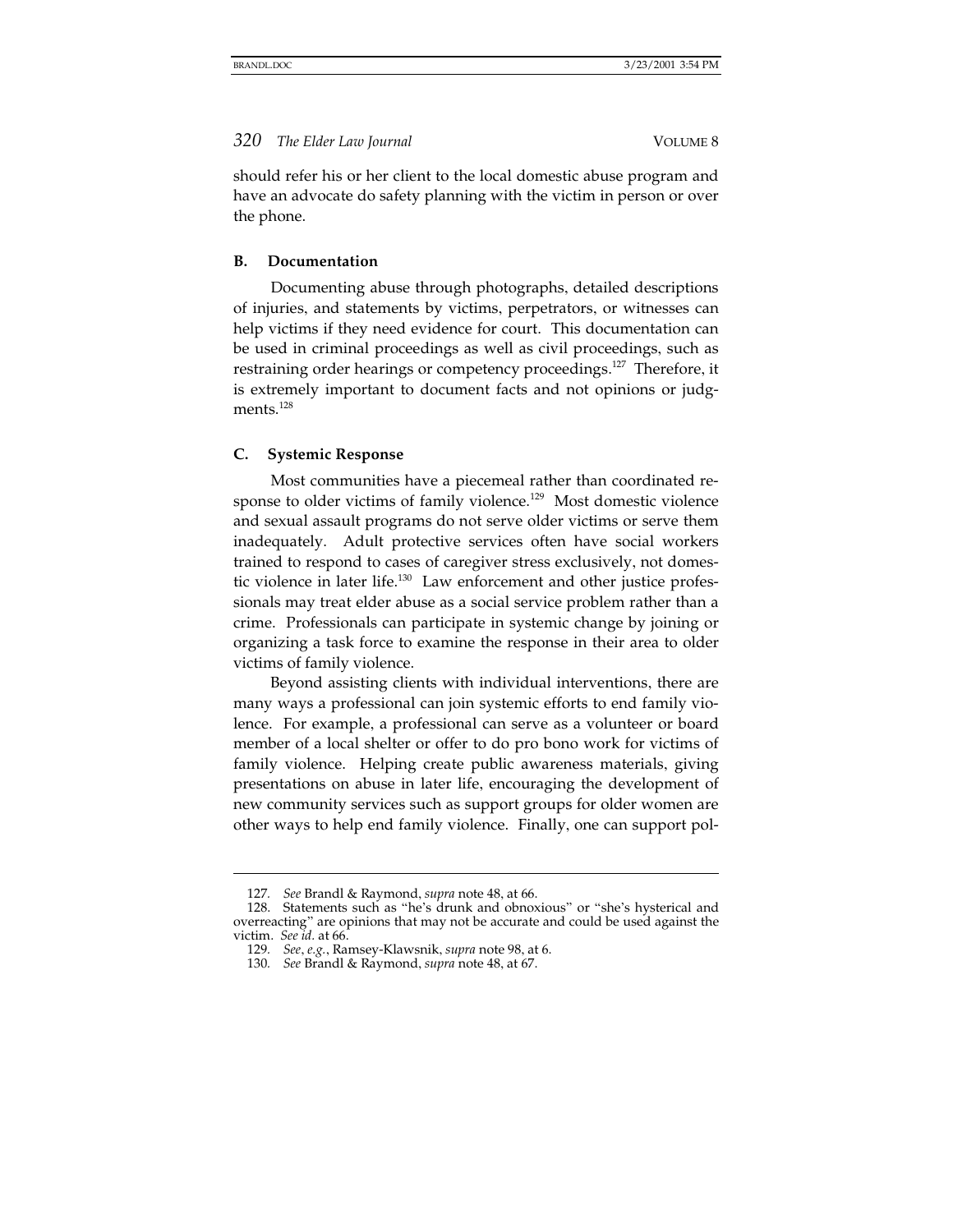should refer his or her client to the local domestic abuse program and have an advocate do safety planning with the victim in person or over the phone.

### B. Documentation

Documenting abuse through photographs, detailed descriptions of injuries, and statements by victims, perpetrators, or witnesses can help victims if they need evidence for court. This documentation can be used in criminal proceedings as well as civil proceedings, such as restraining order hearings or competency proceedings.[127] Therefore, it is extremely important to document facts and not opinions or judgments.[128]

### C. Systemic Response

Most communities have a piecemeal rather than coordinated response to older victims of family violence.[129] Most domestic violence and sexual assault programs do not serve older victims or serve them inadequately. Adult protective services often have social workers trained to respond to cases of caregiver stress exclusively, not domestic violence in later life.[130] Law enforcement and other justice professionals may treat elder abuse as a social service problem rather than a crime. Professionals can participate in systemic change by joining or organizing a task force to examine the response in their area to older victims of family violence.

Beyond assisting clients with individual interventions, there are many ways a professional can join systemic efforts to end family violence. For example, a professional can serve as a volunteer or board member of a local shelter or offer to do pro bono work for victims of family violence. Helping create public awareness materials, giving presentations on abuse in later life, encouraging the development of new community services such as support groups for older women are other ways to help end family violence. Finally, one can support pol-

---

127. *See* Brandl & Raymond, *supra* note 48, at 66.

128. Statements such as "he's drunk and obnoxious" or "she's hysterical and overreacting" are opinions that may not be accurate and could be used against the victim. *See id.* at 66.

129. *See*, *e.g.*, Ramsey-Klawsnik, *supra* note 98, at 6.

130. *See* Brandl & Raymond, *supra* note 48, at 67.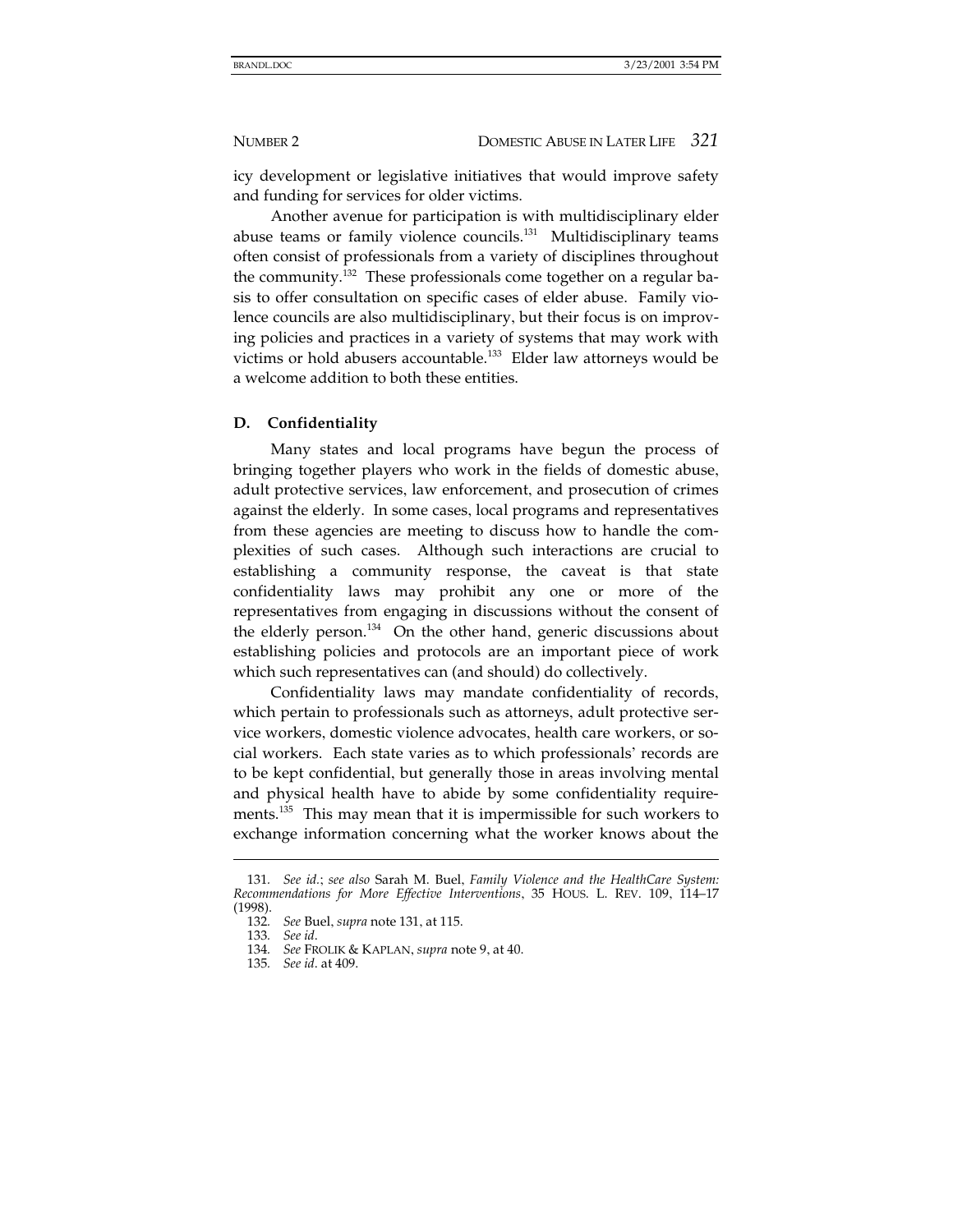icy development or legislative initiatives that would improve safety and funding for services for older victims.

Another avenue for participation is with multidisciplinary elder abuse teams or family violence councils.[131] Multidisciplinary teams often consist of professionals from a variety of disciplines throughout the community.[132] These professionals come together on a regular basis to offer consultation on specific cases of elder abuse. Family violence councils are also multidisciplinary, but their focus is on improving policies and practices in a variety of systems that may work with victims or hold abusers accountable.[133] Elder law attorneys would be a welcome addition to both these entities.

### D. Confidentiality

Many states and local programs have begun the process of bringing together players who work in the fields of domestic abuse, adult protective services, law enforcement, and prosecution of crimes against the elderly. In some cases, local programs and representatives from these agencies are meeting to discuss how to handle the complexities of such cases. Although such interactions are crucial to establishing a community response, the caveat is that state confidentiality laws may prohibit any one or more of the representatives from engaging in discussions without the consent of the elderly person.[134] On the other hand, generic discussions about establishing policies and protocols are an important piece of work which such representatives can (and should) do collectively.

Confidentiality laws may mandate confidentiality of records, which pertain to professionals such as attorneys, adult protective service workers, domestic violence advocates, health care workers, or social workers. Each state varies as to which professionals' records are to be kept confidential, but generally those in areas involving mental and physical health have to abide by some confidentiality requirements.[135] This may mean that it is impermissible for such workers to exchange information concerning what the worker knows about the

---

131. *See id.*; *see also* Sarah M. Buel, *Family Violence and the HealthCare System: Recommendations for More Effective Interventions*, 35 HOUS. L. REV. 109, 114–17 (1998).

132. *See* Buel, *supra* note 131, at 115.

133. *See id*.

134. *See* FROLIK & KAPLAN, *supra* note 9, at 40.

135. *See id*. at 409.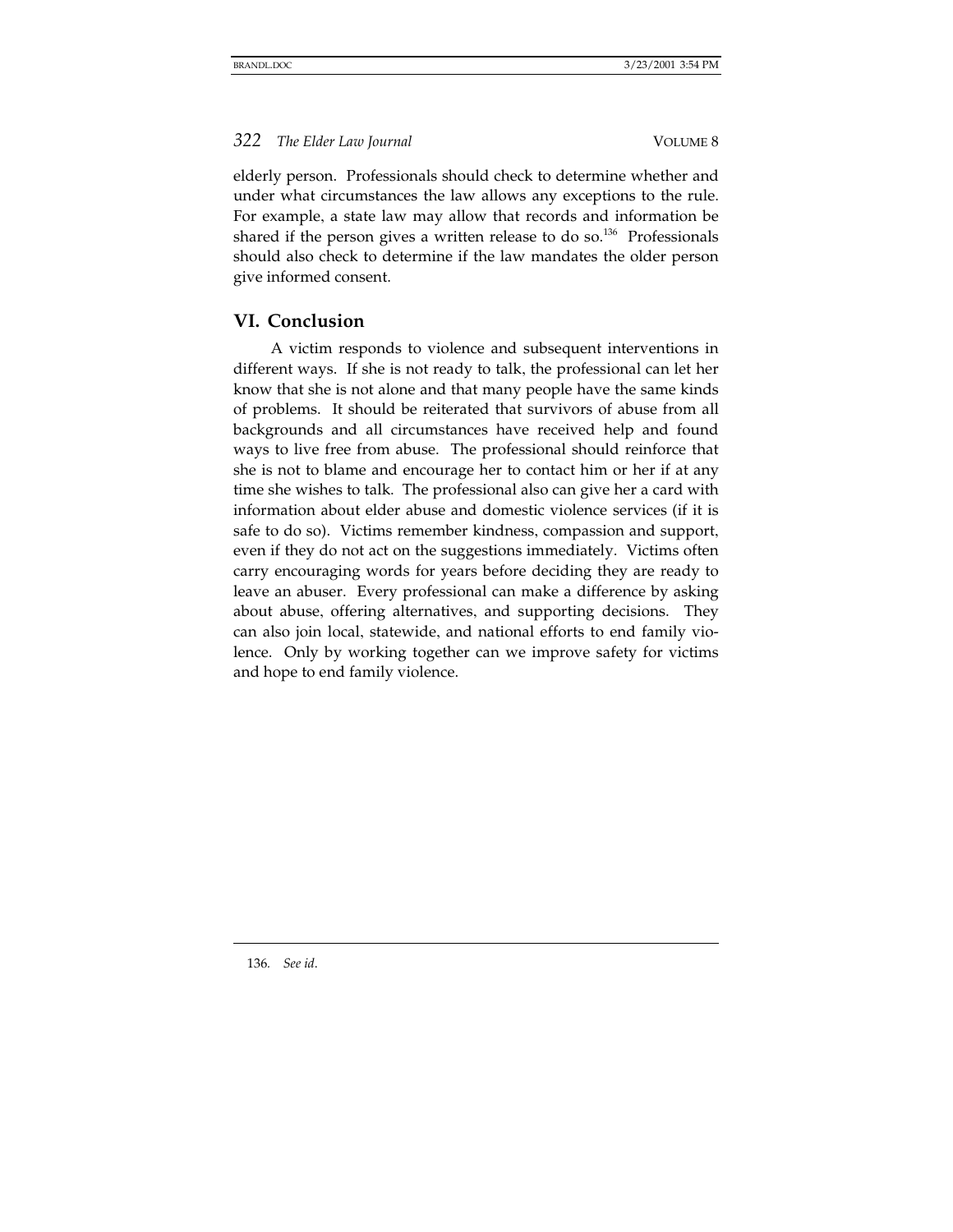elderly person. Professionals should check to determine whether and under what circumstances the law allows any exceptions to the rule. For example, a state law may allow that records and information be shared if the person gives a written release to do so.[136] Professionals should also check to determine if the law mandates the older person give informed consent.

## VI. Conclusion

A victim responds to violence and subsequent interventions in different ways. If she is not ready to talk, the professional can let her know that she is not alone and that many people have the same kinds of problems. It should be reiterated that survivors of abuse from all backgrounds and all circumstances have received help and found ways to live free from abuse. The professional should reinforce that she is not to blame and encourage her to contact him or her if at any time she wishes to talk. The professional also can give her a card with information about elder abuse and domestic violence services (if it is safe to do so). Victims remember kindness, compassion and support, even if they do not act on the suggestions immediately. Victims often carry encouraging words for years before deciding they are ready to leave an abuser. Every professional can make a difference by asking about abuse, offering alternatives, and supporting decisions. They can also join local, statewide, and national efforts to end family violence. Only by working together can we improve safety for victims and hope to end family violence.

---

136. *See id*.